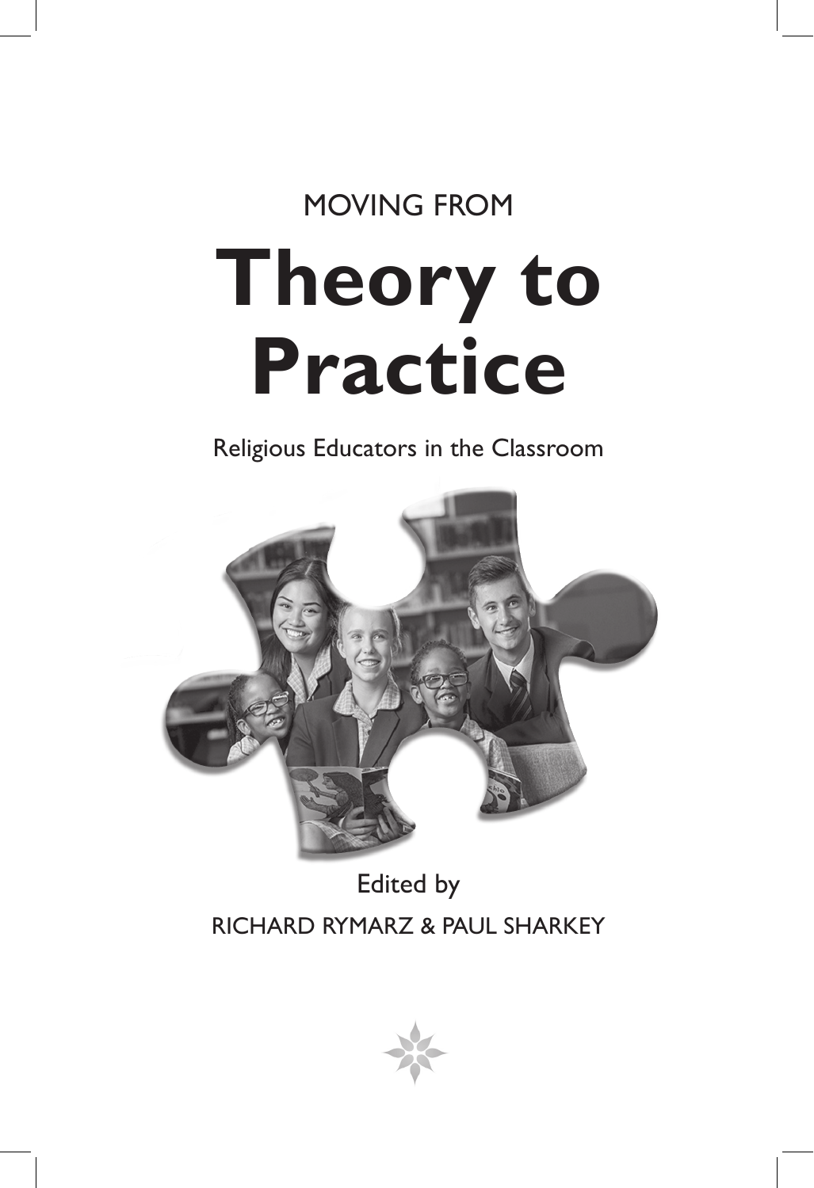MOVING FROM

# Theory to Practice

Religious Educators in the Classroom

Edited by

RICHARD RYMARZ & PAUL SHARKEY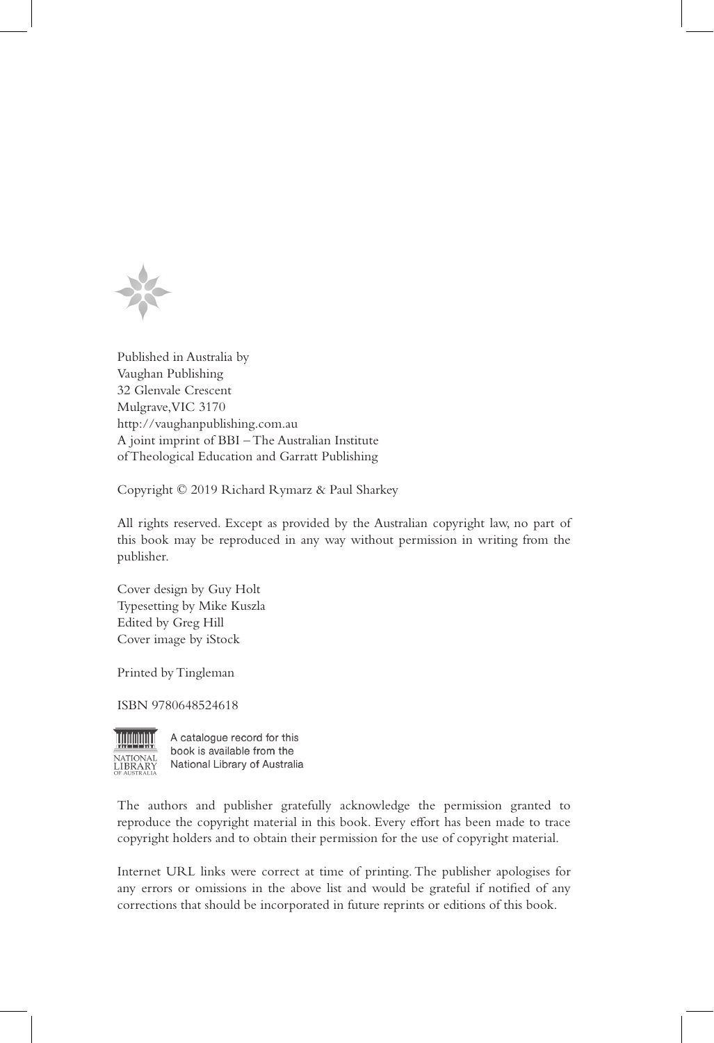Published in Australia by
Vaughan Publishing
32 Glenvale Crescent
Mulgrave, VIC 3170
http://vaughanpublishing.com.au
A joint imprint of BBI – The Australian Institute
of Theological Education and Garratt Publishing

Copyright © 2019 Richard Rymarz & Paul Sharkey

All rights reserved. Except as provided by the Australian copyright law, no part of this book may be reproduced in any way without permission in writing from the publisher.

Cover design by Guy Holt
Typesetting by Mike Kuszla
Edited by Greg Hill
Cover image by iStock

Printed by Tingleman

ISBN 9780648524618

A catalogue record for this book is available from the National Library of Australia

The authors and publisher gratefully acknowledge the permission granted to reproduce the copyright material in this book. Every effort has been made to trace copyright holders and to obtain their permission for the use of copyright material.

Internet URL links were correct at time of printing. The publisher apologises for any errors or omissions in the above list and would be grateful if notified of any corrections that should be incorporated in future reprints or editions of this book.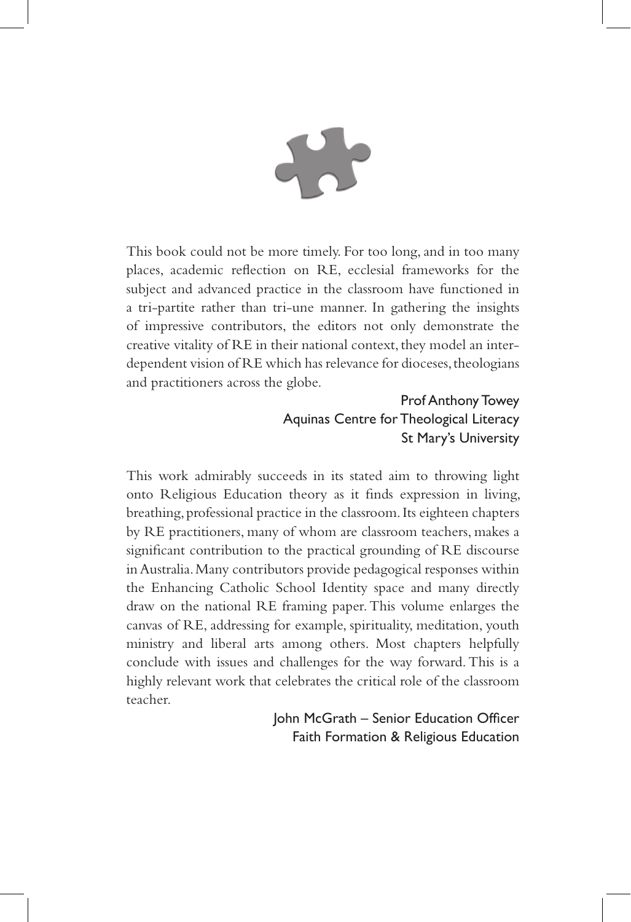This book could not be more timely. For too long, and in too many places, academic reflection on RE, ecclesial frameworks for the subject and advanced practice in the classroom have functioned in a tri-partite rather than tri-une manner. In gathering the insights of impressive contributors, the editors not only demonstrate the creative vitality of RE in their national context, they model an inter-dependent vision of RE which has relevance for dioceses, theologians and practitioners across the globe.

Prof Anthony Towey
Aquinas Centre for Theological Literacy
St Mary's University

This work admirably succeeds in its stated aim to throwing light onto Religious Education theory as it finds expression in living, breathing, professional practice in the classroom. Its eighteen chapters by RE practitioners, many of whom are classroom teachers, makes a significant contribution to the practical grounding of RE discourse in Australia. Many contributors provide pedagogical responses within the Enhancing Catholic School Identity space and many directly draw on the national RE framing paper. This volume enlarges the canvas of RE, addressing for example, spirituality, meditation, youth ministry and liberal arts among others. Most chapters helpfully conclude with issues and challenges for the way forward. This is a highly relevant work that celebrates the critical role of the classroom teacher.

John McGrath – Senior Education Officer
Faith Formation & Religious Education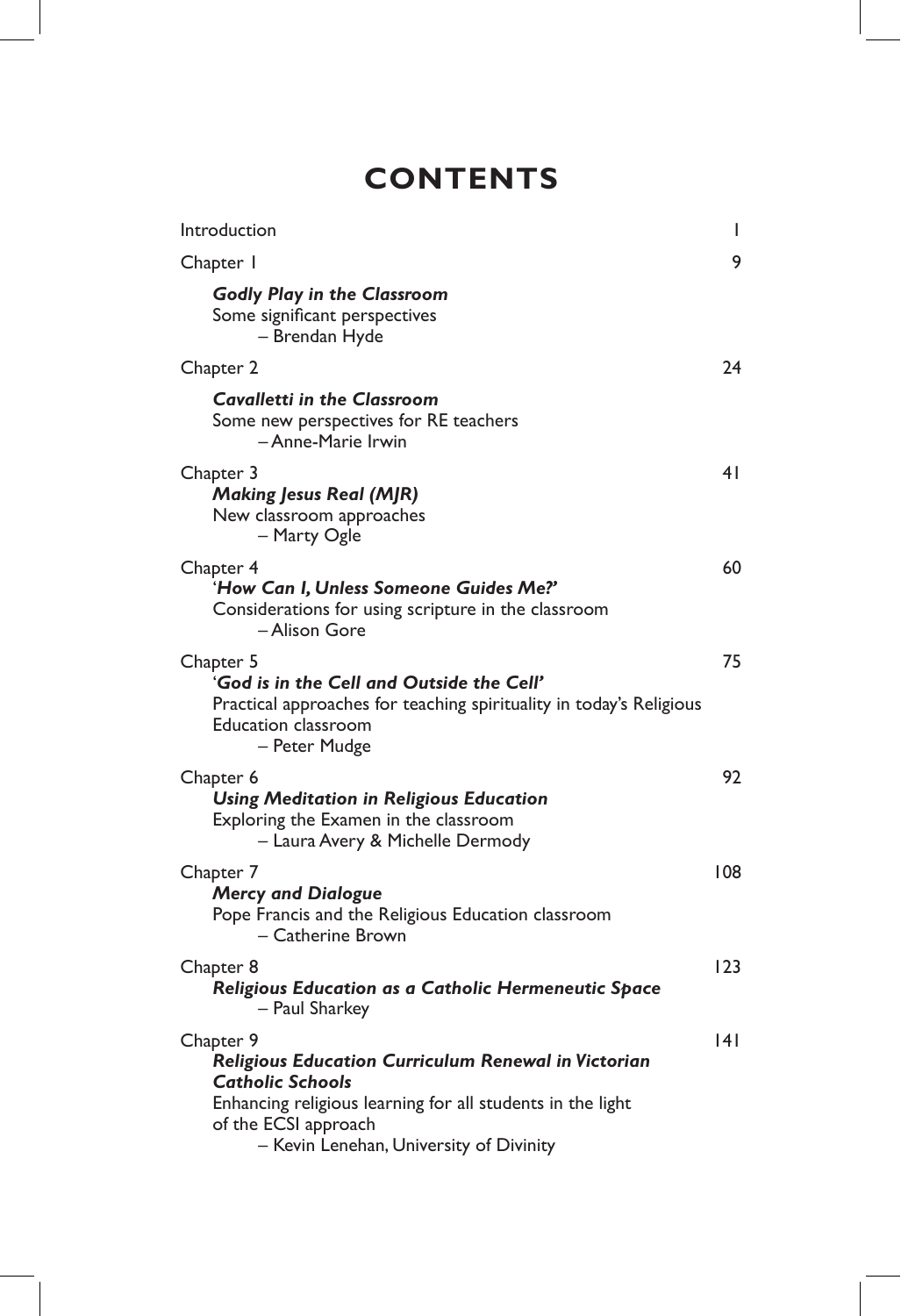# CONTENTS

Introduction 1

Chapter 1 9

***Godly Play in the Classroom***
Some significant perspectives
– Brendan Hyde

Chapter 2 24

***Cavalletti in the Classroom***
Some new perspectives for RE teachers
– Anne-Marie Irwin

Chapter 3 41

***Making Jesus Real (MJR)***
New classroom approaches
– Marty Ogle

Chapter 4 60

'***How Can I, Unless Someone Guides Me?***'
Considerations for using scripture in the classroom
– Alison Gore

Chapter 5 75

'***God is in the Cell and Outside the Cell***'
Practical approaches for teaching spirituality in today's Religious Education classroom
– Peter Mudge

Chapter 6 92

***Using Meditation in Religious Education***
Exploring the Examen in the classroom
– Laura Avery & Michelle Dermody

Chapter 7 108

***Mercy and Dialogue***
Pope Francis and the Religious Education classroom
– Catherine Brown

Chapter 8 123

***Religious Education as a Catholic Hermeneutic Space***
– Paul Sharkey

Chapter 9 141

***Religious Education Curriculum Renewal in Victorian Catholic Schools***
Enhancing religious learning for all students in the light of the ECSI approach
– Kevin Lenehan, University of Divinity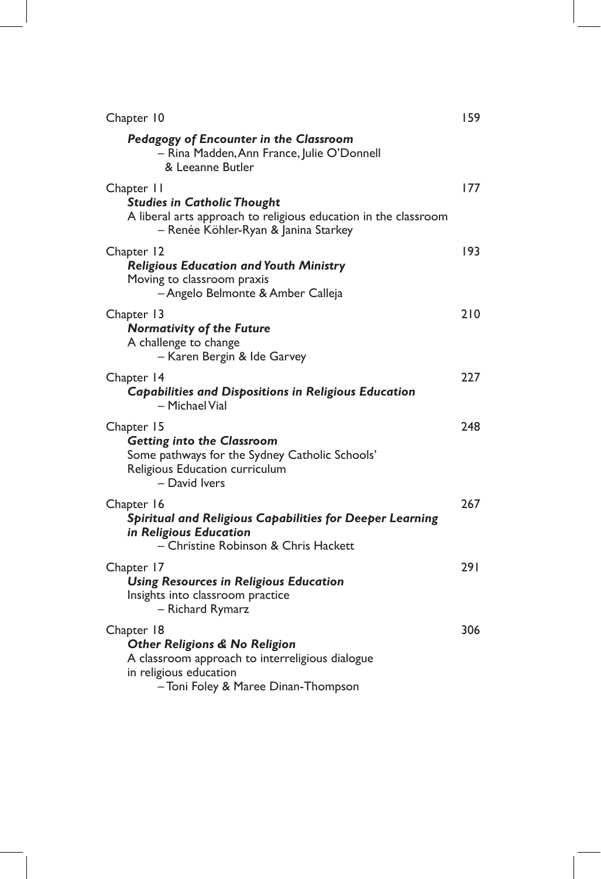Chapter 10 159

***Pedagogy of Encounter in the Classroom***
– Rina Madden, Ann France, Julie O'Donnell & Leeanne Butler

Chapter 11 177

***Studies in Catholic Thought***
A liberal arts approach to religious education in the classroom
– Renée Köhler-Ryan & Janina Starkey

Chapter 12 193

***Religious Education and Youth Ministry***
Moving to classroom praxis
– Angelo Belmonte & Amber Calleja

Chapter 13 210

***Normativity of the Future***
A challenge to change
– Karen Bergin & Ide Garvey

Chapter 14 227

***Capabilities and Dispositions in Religious Education***
– Michael Vial

Chapter 15 248

***Getting into the Classroom***
Some pathways for the Sydney Catholic Schools' Religious Education curriculum
– David Ivers

Chapter 16 267

***Spiritual and Religious Capabilities for Deeper Learning in Religious Education***
– Christine Robinson & Chris Hackett

Chapter 17 291

***Using Resources in Religious Education***
Insights into classroom practice
– Richard Rymarz

Chapter 18 306

***Other Religions & No Religion***
A classroom approach to interreligious dialogue in religious education
– Toni Foley & Maree Dinan-Thompson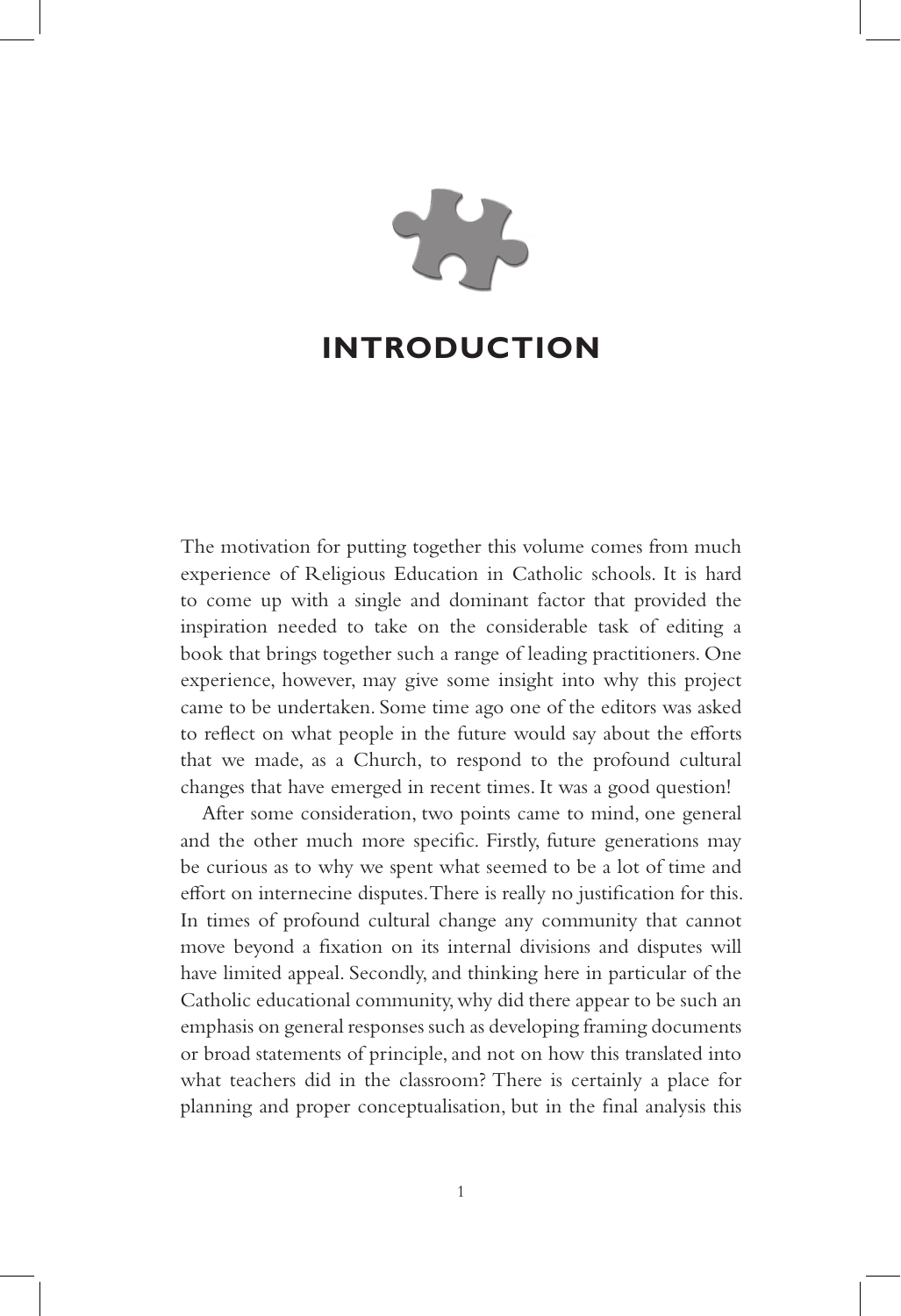# INTRODUCTION

The motivation for putting together this volume comes from much experience of Religious Education in Catholic schools. It is hard to come up with a single and dominant factor that provided the inspiration needed to take on the considerable task of editing a book that brings together such a range of leading practitioners. One experience, however, may give some insight into why this project came to be undertaken. Some time ago one of the editors was asked to reflect on what people in the future would say about the efforts that we made, as a Church, to respond to the profound cultural changes that have emerged in recent times. It was a good question!

After some consideration, two points came to mind, one general and the other much more specific. Firstly, future generations may be curious as to why we spent what seemed to be a lot of time and effort on internecine disputes. There is really no justification for this. In times of profound cultural change any community that cannot move beyond a fixation on its internal divisions and disputes will have limited appeal. Secondly, and thinking here in particular of the Catholic educational community, why did there appear to be such an emphasis on general responses such as developing framing documents or broad statements of principle, and not on how this translated into what teachers did in the classroom? There is certainly a place for planning and proper conceptualisation, but in the final analysis this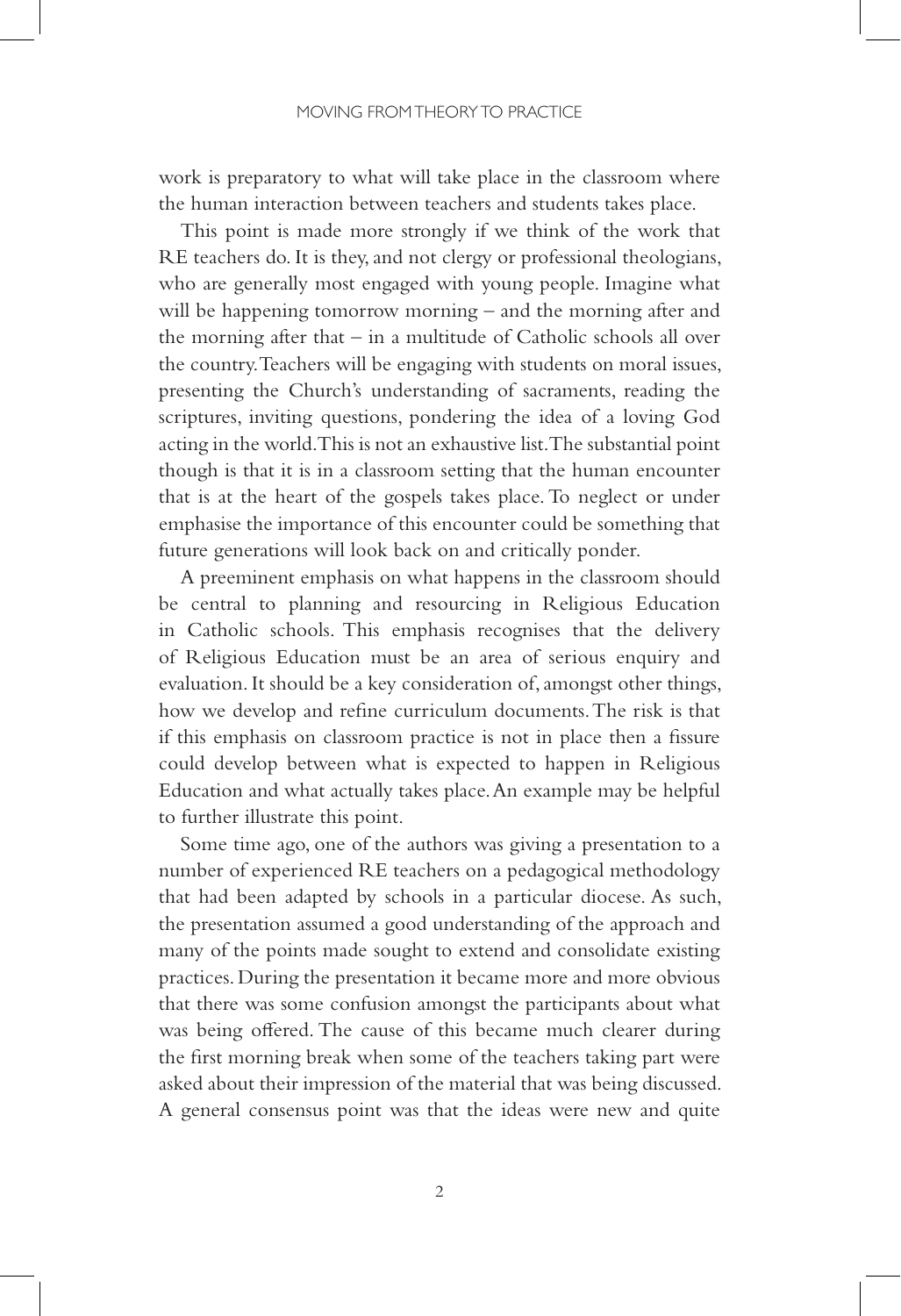work is preparatory to what will take place in the classroom where the human interaction between teachers and students takes place.

This point is made more strongly if we think of the work that RE teachers do. It is they, and not clergy or professional theologians, who are generally most engaged with young people. Imagine what will be happening tomorrow morning – and the morning after and the morning after that – in a multitude of Catholic schools all over the country. Teachers will be engaging with students on moral issues, presenting the Church's understanding of sacraments, reading the scriptures, inviting questions, pondering the idea of a loving God acting in the world. This is not an exhaustive list. The substantial point though is that it is in a classroom setting that the human encounter that is at the heart of the gospels takes place. To neglect or under emphasise the importance of this encounter could be something that future generations will look back on and critically ponder.

A preeminent emphasis on what happens in the classroom should be central to planning and resourcing in Religious Education in Catholic schools. This emphasis recognises that the delivery of Religious Education must be an area of serious enquiry and evaluation. It should be a key consideration of, amongst other things, how we develop and refine curriculum documents. The risk is that if this emphasis on classroom practice is not in place then a fissure could develop between what is expected to happen in Religious Education and what actually takes place. An example may be helpful to further illustrate this point.

Some time ago, one of the authors was giving a presentation to a number of experienced RE teachers on a pedagogical methodology that had been adapted by schools in a particular diocese. As such, the presentation assumed a good understanding of the approach and many of the points made sought to extend and consolidate existing practices. During the presentation it became more and more obvious that there was some confusion amongst the participants about what was being offered. The cause of this became much clearer during the first morning break when some of the teachers taking part were asked about their impression of the material that was being discussed. A general consensus point was that the ideas were new and quite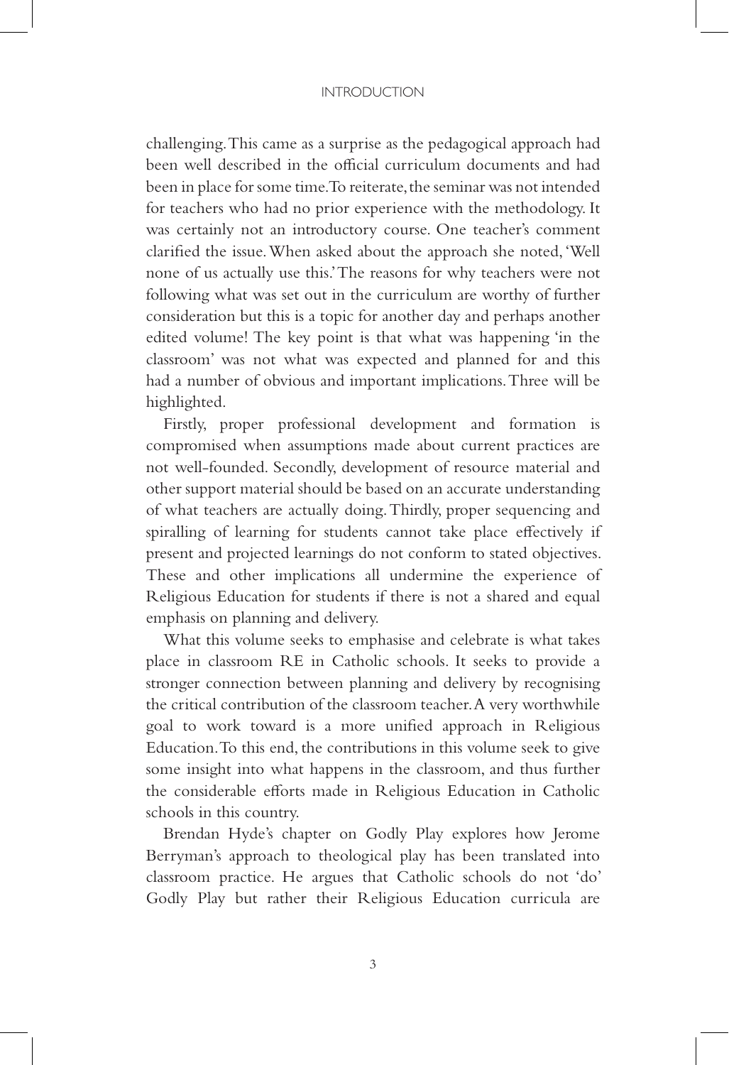challenging. This came as a surprise as the pedagogical approach had been well described in the official curriculum documents and had been in place for some time. To reiterate, the seminar was not intended for teachers who had no prior experience with the methodology. It was certainly not an introductory course. One teacher's comment clarified the issue. When asked about the approach she noted, 'Well none of us actually use this.' The reasons for why teachers were not following what was set out in the curriculum are worthy of further consideration but this is a topic for another day and perhaps another edited volume! The key point is that what was happening 'in the classroom' was not what was expected and planned for and this had a number of obvious and important implications. Three will be highlighted.

Firstly, proper professional development and formation is compromised when assumptions made about current practices are not well-founded. Secondly, development of resource material and other support material should be based on an accurate understanding of what teachers are actually doing. Thirdly, proper sequencing and spiralling of learning for students cannot take place effectively if present and projected learnings do not conform to stated objectives. These and other implications all undermine the experience of Religious Education for students if there is not a shared and equal emphasis on planning and delivery.

What this volume seeks to emphasise and celebrate is what takes place in classroom RE in Catholic schools. It seeks to provide a stronger connection between planning and delivery by recognising the critical contribution of the classroom teacher. A very worthwhile goal to work toward is a more unified approach in Religious Education. To this end, the contributions in this volume seek to give some insight into what happens in the classroom, and thus further the considerable efforts made in Religious Education in Catholic schools in this country.

Brendan Hyde's chapter on Godly Play explores how Jerome Berryman's approach to theological play has been translated into classroom practice. He argues that Catholic schools do not 'do' Godly Play but rather their Religious Education curricula are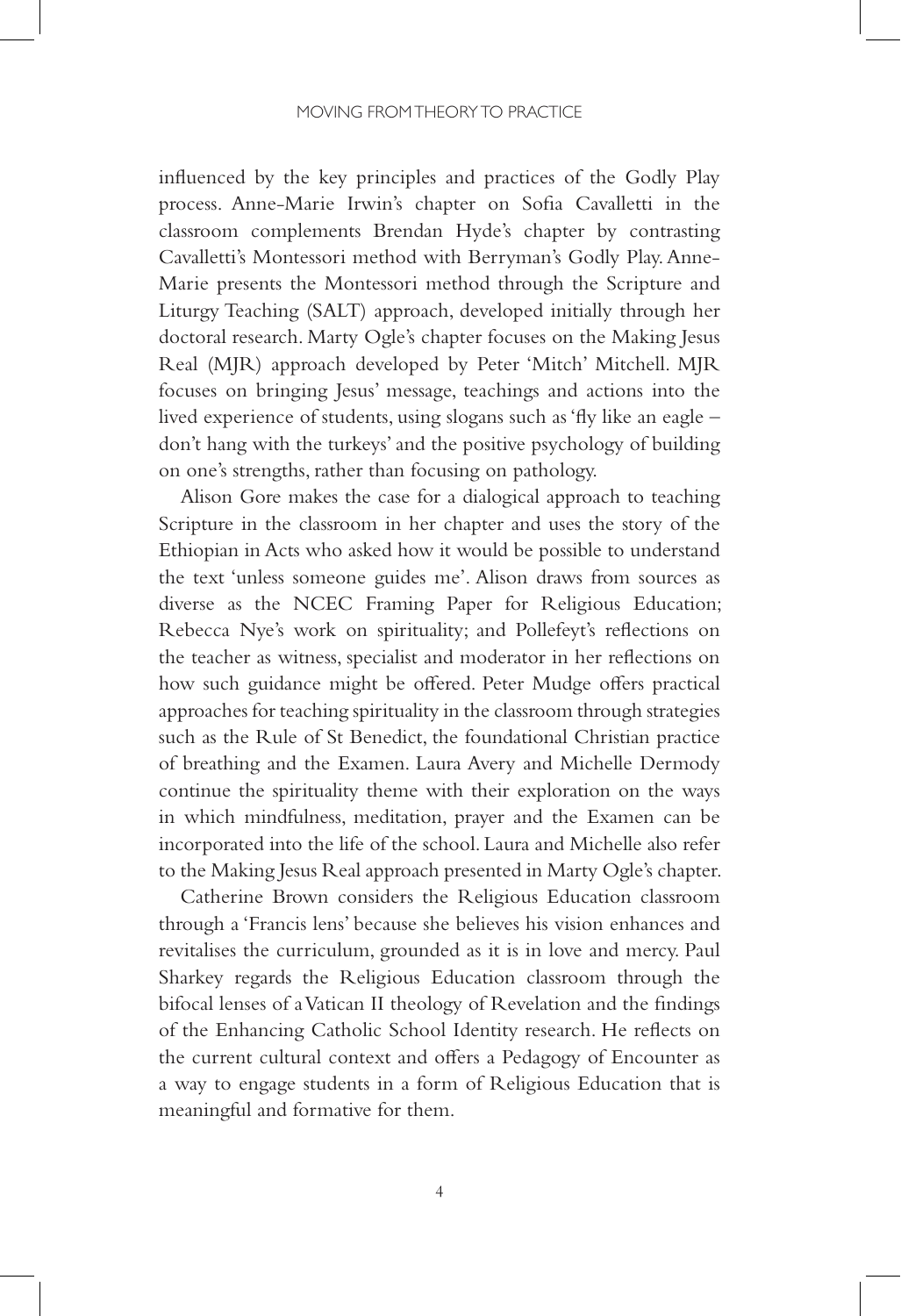influenced by the key principles and practices of the Godly Play process. Anne-Marie Irwin's chapter on Sofia Cavalletti in the classroom complements Brendan Hyde's chapter by contrasting Cavalletti's Montessori method with Berryman's Godly Play. Anne-Marie presents the Montessori method through the Scripture and Liturgy Teaching (SALT) approach, developed initially through her doctoral research. Marty Ogle's chapter focuses on the Making Jesus Real (MJR) approach developed by Peter 'Mitch' Mitchell. MJR focuses on bringing Jesus' message, teachings and actions into the lived experience of students, using slogans such as 'fly like an eagle – don't hang with the turkeys' and the positive psychology of building on one's strengths, rather than focusing on pathology.

Alison Gore makes the case for a dialogical approach to teaching Scripture in the classroom in her chapter and uses the story of the Ethiopian in Acts who asked how it would be possible to understand the text 'unless someone guides me'. Alison draws from sources as diverse as the NCEC Framing Paper for Religious Education; Rebecca Nye's work on spirituality; and Pollefeyt's reflections on the teacher as witness, specialist and moderator in her reflections on how such guidance might be offered. Peter Mudge offers practical approaches for teaching spirituality in the classroom through strategies such as the Rule of St Benedict, the foundational Christian practice of breathing and the Examen. Laura Avery and Michelle Dermody continue the spirituality theme with their exploration on the ways in which mindfulness, meditation, prayer and the Examen can be incorporated into the life of the school. Laura and Michelle also refer to the Making Jesus Real approach presented in Marty Ogle's chapter.

Catherine Brown considers the Religious Education classroom through a 'Francis lens' because she believes his vision enhances and revitalises the curriculum, grounded as it is in love and mercy. Paul Sharkey regards the Religious Education classroom through the bifocal lenses of a Vatican II theology of Revelation and the findings of the Enhancing Catholic School Identity research. He reflects on the current cultural context and offers a Pedagogy of Encounter as a way to engage students in a form of Religious Education that is meaningful and formative for them.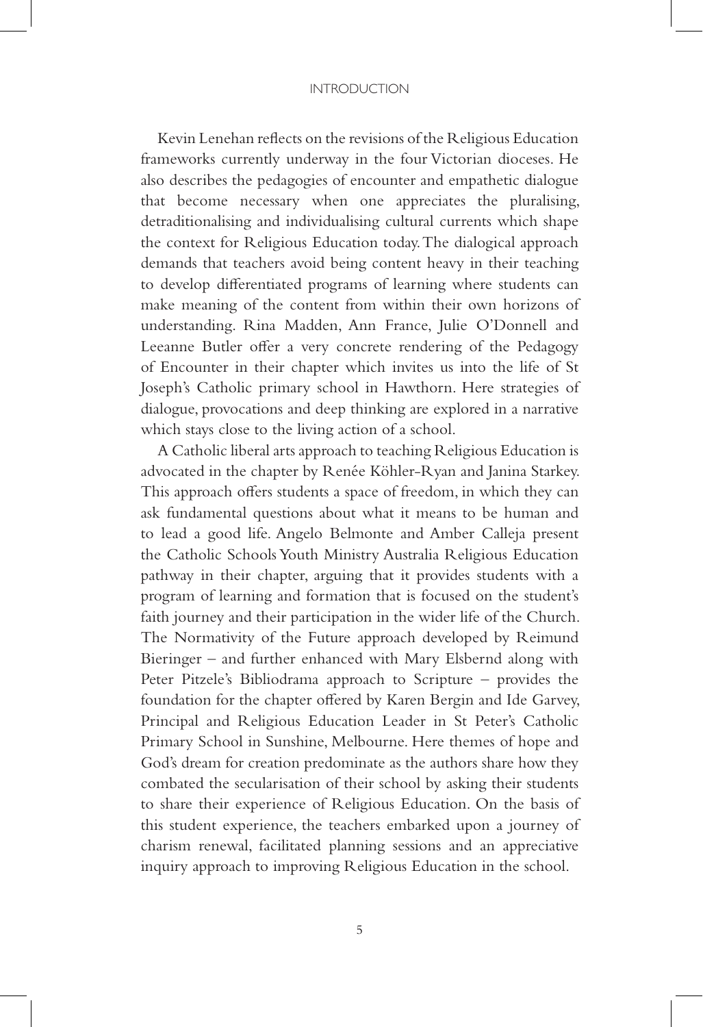Kevin Lenehan reflects on the revisions of the Religious Education frameworks currently underway in the four Victorian dioceses. He also describes the pedagogies of encounter and empathetic dialogue that become necessary when one appreciates the pluralising, detraditionalising and individualising cultural currents which shape the context for Religious Education today. The dialogical approach demands that teachers avoid being content heavy in their teaching to develop differentiated programs of learning where students can make meaning of the content from within their own horizons of understanding. Rina Madden, Ann France, Julie O'Donnell and Leeanne Butler offer a very concrete rendering of the Pedagogy of Encounter in their chapter which invites us into the life of St Joseph's Catholic primary school in Hawthorn. Here strategies of dialogue, provocations and deep thinking are explored in a narrative which stays close to the living action of a school.

A Catholic liberal arts approach to teaching Religious Education is advocated in the chapter by Renée Köhler-Ryan and Janina Starkey. This approach offers students a space of freedom, in which they can ask fundamental questions about what it means to be human and to lead a good life. Angelo Belmonte and Amber Calleja present the Catholic Schools Youth Ministry Australia Religious Education pathway in their chapter, arguing that it provides students with a program of learning and formation that is focused on the student's faith journey and their participation in the wider life of the Church. The Normativity of the Future approach developed by Reimund Bieringer – and further enhanced with Mary Elsbernd along with Peter Pitzele's Bibliodrama approach to Scripture – provides the foundation for the chapter offered by Karen Bergin and Ide Garvey, Principal and Religious Education Leader in St Peter's Catholic Primary School in Sunshine, Melbourne. Here themes of hope and God's dream for creation predominate as the authors share how they combated the secularisation of their school by asking their students to share their experience of Religious Education. On the basis of this student experience, the teachers embarked upon a journey of charism renewal, facilitated planning sessions and an appreciative inquiry approach to improving Religious Education in the school.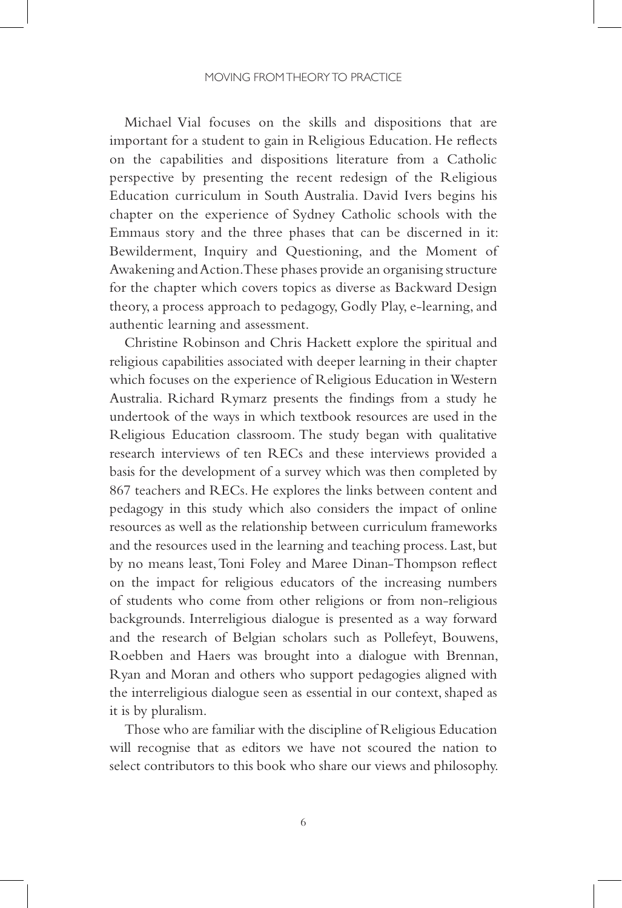Michael Vial focuses on the skills and dispositions that are important for a student to gain in Religious Education. He reflects on the capabilities and dispositions literature from a Catholic perspective by presenting the recent redesign of the Religious Education curriculum in South Australia. David Ivers begins his chapter on the experience of Sydney Catholic schools with the Emmaus story and the three phases that can be discerned in it: Bewilderment, Inquiry and Questioning, and the Moment of Awakening and Action. These phases provide an organising structure for the chapter which covers topics as diverse as Backward Design theory, a process approach to pedagogy, Godly Play, e-learning, and authentic learning and assessment.

Christine Robinson and Chris Hackett explore the spiritual and religious capabilities associated with deeper learning in their chapter which focuses on the experience of Religious Education in Western Australia. Richard Rymarz presents the findings from a study he undertook of the ways in which textbook resources are used in the Religious Education classroom. The study began with qualitative research interviews of ten RECs and these interviews provided a basis for the development of a survey which was then completed by 867 teachers and RECs. He explores the links between content and pedagogy in this study which also considers the impact of online resources as well as the relationship between curriculum frameworks and the resources used in the learning and teaching process. Last, but by no means least, Toni Foley and Maree Dinan-Thompson reflect on the impact for religious educators of the increasing numbers of students who come from other religions or from non-religious backgrounds. Interreligious dialogue is presented as a way forward and the research of Belgian scholars such as Pollefeyt, Bouwens, Roebben and Haers was brought into a dialogue with Brennan, Ryan and Moran and others who support pedagogies aligned with the interreligious dialogue seen as essential in our context, shaped as it is by pluralism.

Those who are familiar with the discipline of Religious Education will recognise that as editors we have not scoured the nation to select contributors to this book who share our views and philosophy.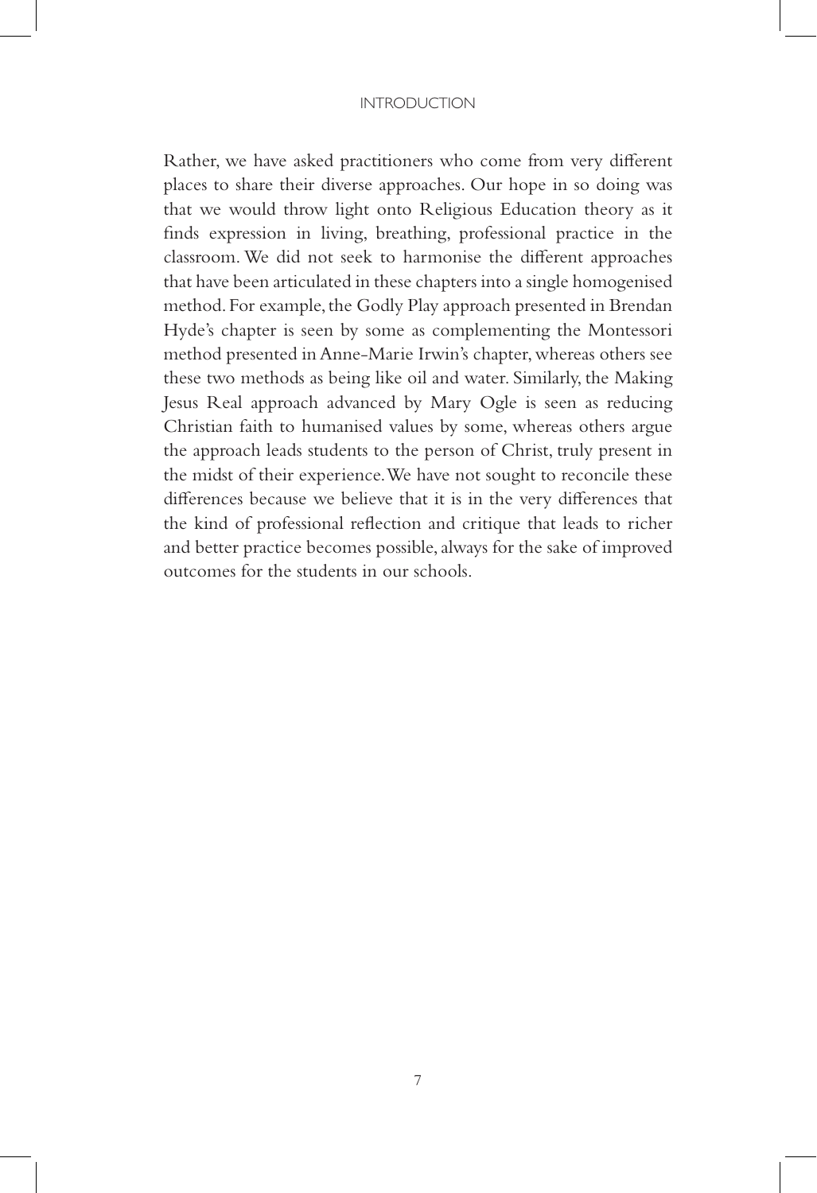Rather, we have asked practitioners who come from very different places to share their diverse approaches. Our hope in so doing was that we would throw light onto Religious Education theory as it finds expression in living, breathing, professional practice in the classroom. We did not seek to harmonise the different approaches that have been articulated in these chapters into a single homogenised method. For example, the Godly Play approach presented in Brendan Hyde's chapter is seen by some as complementing the Montessori method presented in Anne-Marie Irwin's chapter, whereas others see these two methods as being like oil and water. Similarly, the Making Jesus Real approach advanced by Mary Ogle is seen as reducing Christian faith to humanised values by some, whereas others argue the approach leads students to the person of Christ, truly present in the midst of their experience. We have not sought to reconcile these differences because we believe that it is in the very differences that the kind of professional reflection and critique that leads to richer and better practice becomes possible, always for the sake of improved outcomes for the students in our schools.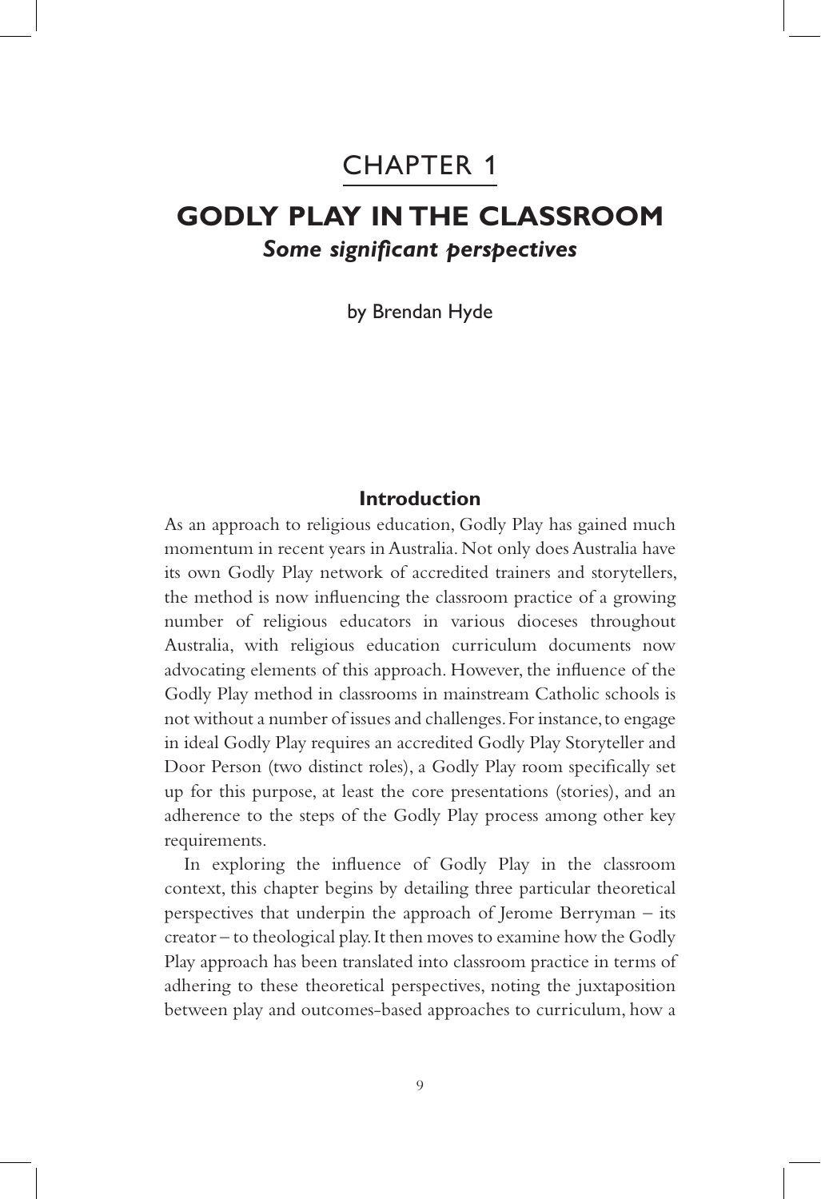# CHAPTER 1

# GODLY PLAY IN THE CLASSROOM

## *Some significant perspectives*

by Brendan Hyde

### Introduction

As an approach to religious education, Godly Play has gained much momentum in recent years in Australia. Not only does Australia have its own Godly Play network of accredited trainers and storytellers, the method is now influencing the classroom practice of a growing number of religious educators in various dioceses throughout Australia, with religious education curriculum documents now advocating elements of this approach. However, the influence of the Godly Play method in classrooms in mainstream Catholic schools is not without a number of issues and challenges. For instance, to engage in ideal Godly Play requires an accredited Godly Play Storyteller and Door Person (two distinct roles), a Godly Play room specifically set up for this purpose, at least the core presentations (stories), and an adherence to the steps of the Godly Play process among other key requirements.

In exploring the influence of Godly Play in the classroom context, this chapter begins by detailing three particular theoretical perspectives that underpin the approach of Jerome Berryman – its creator – to theological play. It then moves to examine how the Godly Play approach has been translated into classroom practice in terms of adhering to these theoretical perspectives, noting the juxtaposition between play and outcomes-based approaches to curriculum, how a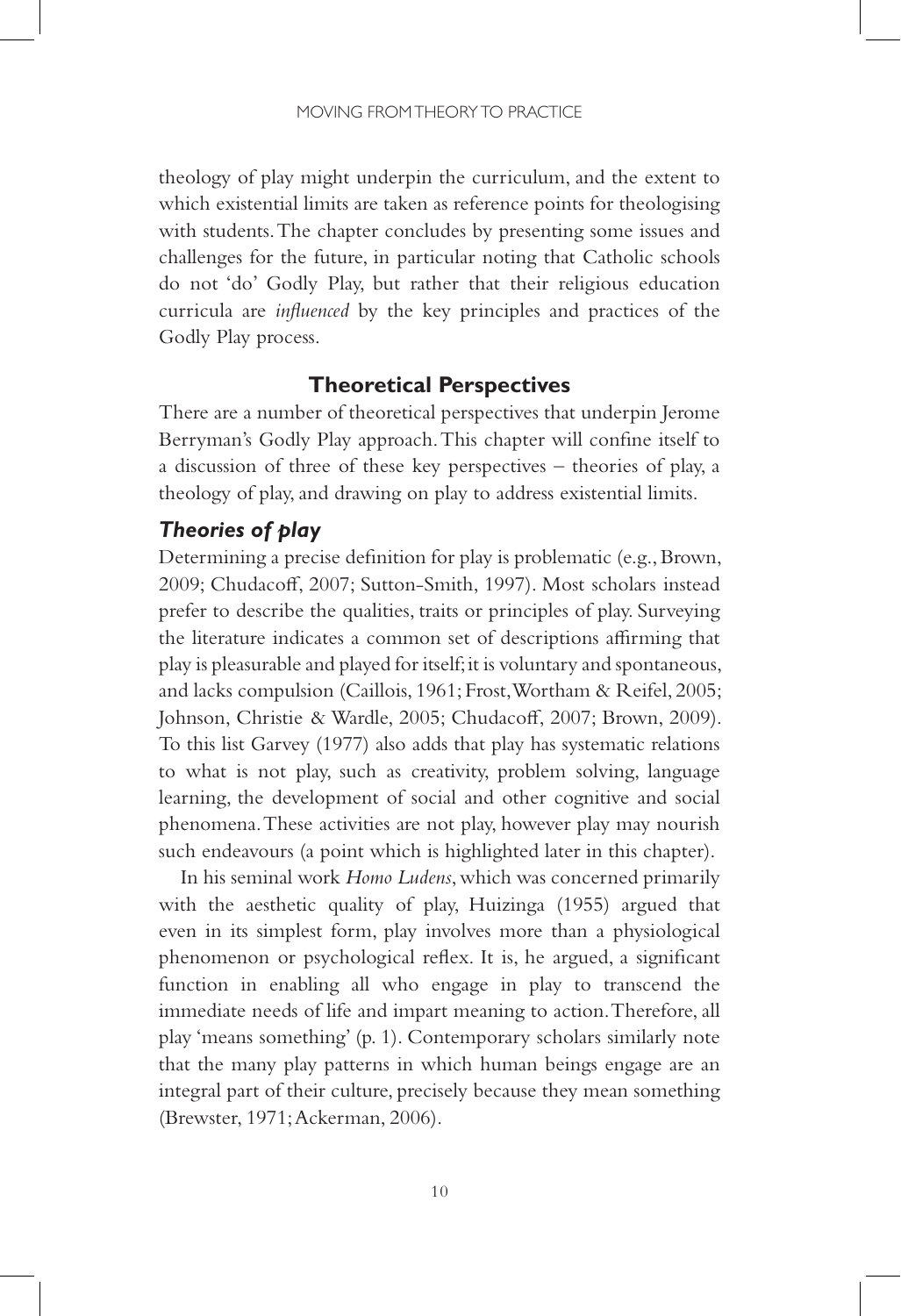theology of play might underpin the curriculum, and the extent to which existential limits are taken as reference points for theologising with students. The chapter concludes by presenting some issues and challenges for the future, in particular noting that Catholic schools do not 'do' Godly Play, but rather that their religious education curricula are *influenced* by the key principles and practices of the Godly Play process.

## Theoretical Perspectives

There are a number of theoretical perspectives that underpin Jerome Berryman's Godly Play approach. This chapter will confine itself to a discussion of three of these key perspectives – theories of play, a theology of play, and drawing on play to address existential limits.

### *Theories of play*

Determining a precise definition for play is problematic (e.g., Brown, 2009; Chudacoff, 2007; Sutton-Smith, 1997). Most scholars instead prefer to describe the qualities, traits or principles of play. Surveying the literature indicates a common set of descriptions affirming that play is pleasurable and played for itself; it is voluntary and spontaneous, and lacks compulsion (Caillois, 1961; Frost, Wortham & Reifel, 2005; Johnson, Christie & Wardle, 2005; Chudacoff, 2007; Brown, 2009). To this list Garvey (1977) also adds that play has systematic relations to what is not play, such as creativity, problem solving, language learning, the development of social and other cognitive and social phenomena. These activities are not play, however play may nourish such endeavours (a point which is highlighted later in this chapter).

In his seminal work *Homo Ludens*, which was concerned primarily with the aesthetic quality of play, Huizinga (1955) argued that even in its simplest form, play involves more than a physiological phenomenon or psychological reflex. It is, he argued, a significant function in enabling all who engage in play to transcend the immediate needs of life and impart meaning to action. Therefore, all play 'means something' (p. 1). Contemporary scholars similarly note that the many play patterns in which human beings engage are an integral part of their culture, precisely because they mean something (Brewster, 1971; Ackerman, 2006).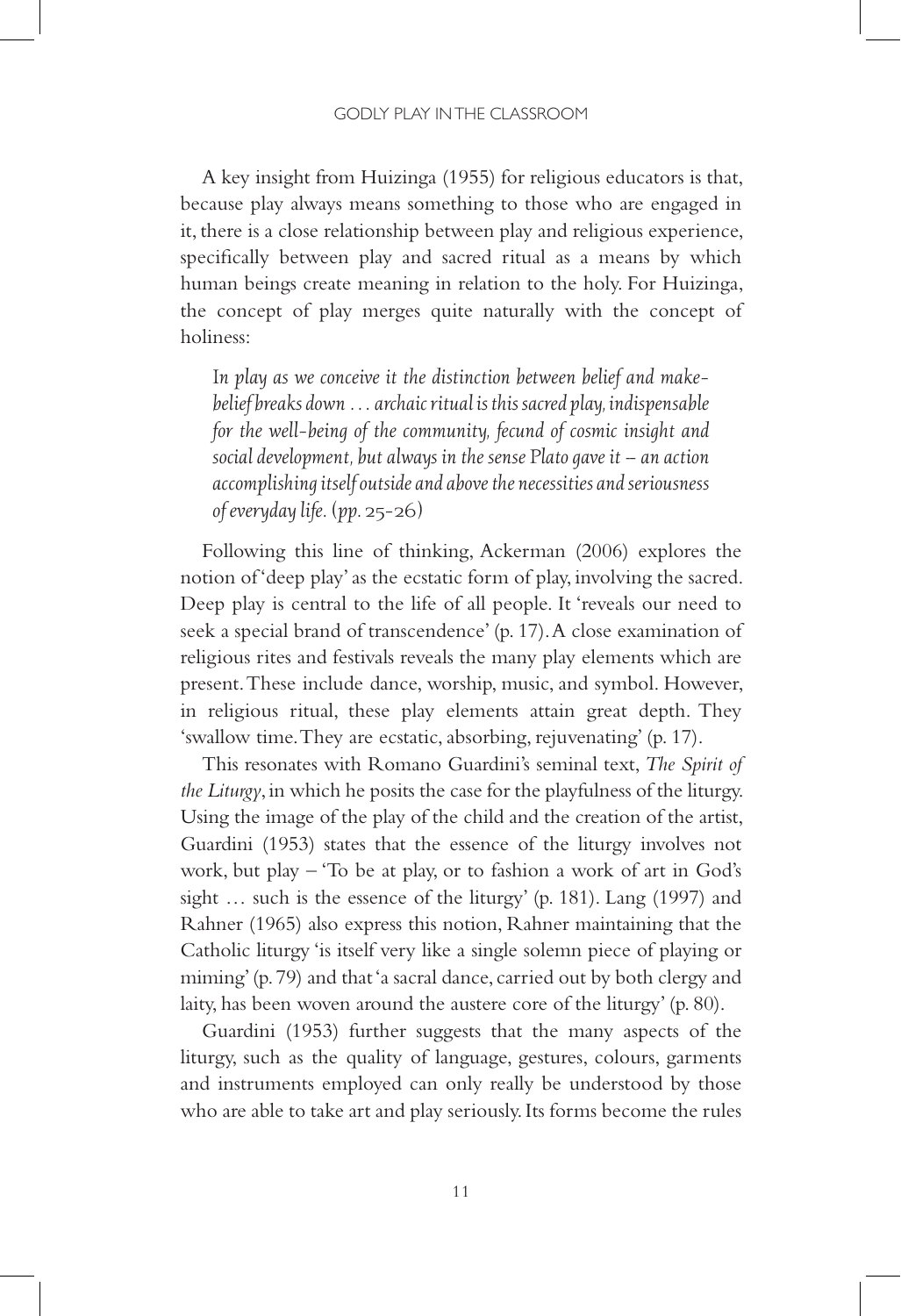A key insight from Huizinga (1955) for religious educators is that, because play always means something to those who are engaged in it, there is a close relationship between play and religious experience, specifically between play and sacred ritual as a means by which human beings create meaning in relation to the holy. For Huizinga, the concept of play merges quite naturally with the concept of holiness:

> *In play as we conceive it the distinction between belief and make-belief breaks down … archaic ritual is this sacred play, indispensable for the well-being of the community, fecund of cosmic insight and social development, but always in the sense Plato gave it – an action accomplishing itself outside and above the necessities and seriousness of everyday life.* (pp. 25-26)

Following this line of thinking, Ackerman (2006) explores the notion of 'deep play' as the ecstatic form of play, involving the sacred. Deep play is central to the life of all people. It 'reveals our need to seek a special brand of transcendence' (p. 17). A close examination of religious rites and festivals reveals the many play elements which are present. These include dance, worship, music, and symbol. However, in religious ritual, these play elements attain great depth. They 'swallow time. They are ecstatic, absorbing, rejuvenating' (p. 17).

This resonates with Romano Guardini's seminal text, *The Spirit of the Liturgy*, in which he posits the case for the playfulness of the liturgy. Using the image of the play of the child and the creation of the artist, Guardini (1953) states that the essence of the liturgy involves not work, but play – 'To be at play, or to fashion a work of art in God's sight … such is the essence of the liturgy' (p. 181). Lang (1997) and Rahner (1965) also express this notion, Rahner maintaining that the Catholic liturgy 'is itself very like a single solemn piece of playing or miming' (p. 79) and that 'a sacral dance, carried out by both clergy and laity, has been woven around the austere core of the liturgy' (p. 80).

Guardini (1953) further suggests that the many aspects of the liturgy, such as the quality of language, gestures, colours, garments and instruments employed can only really be understood by those who are able to take art and play seriously. Its forms become the rules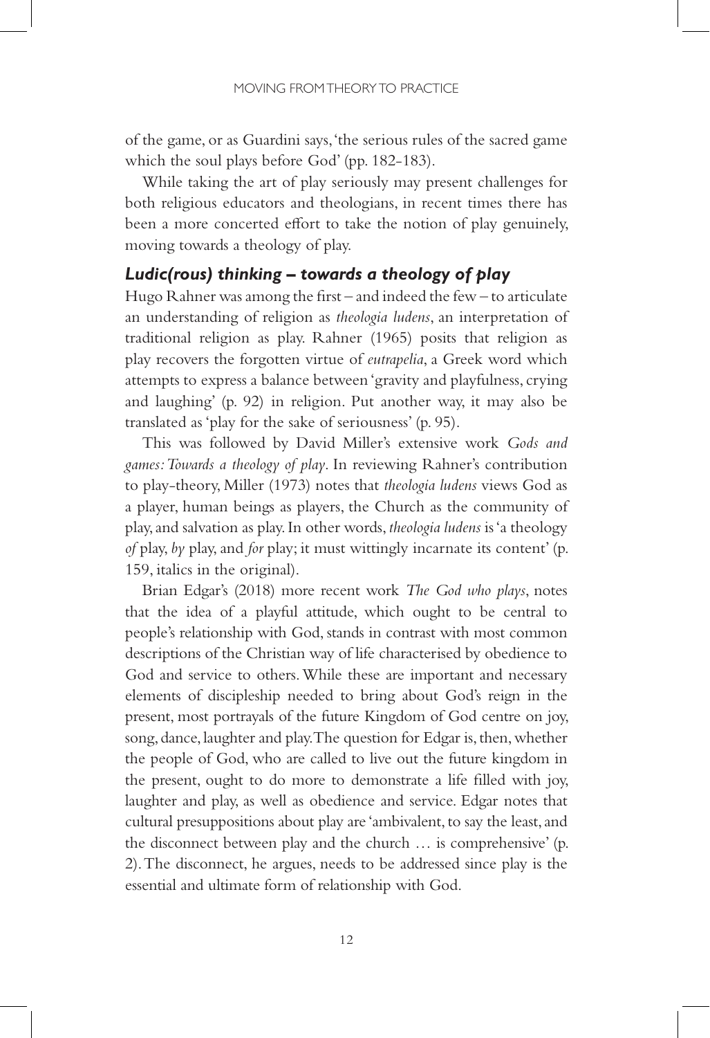of the game, or as Guardini says, 'the serious rules of the sacred game which the soul plays before God' (pp. 182-183).

While taking the art of play seriously may present challenges for both religious educators and theologians, in recent times there has been a more concerted effort to take the notion of play genuinely, moving towards a theology of play.

### *Ludic(rous) thinking – towards a theology of play*

Hugo Rahner was among the first – and indeed the few – to articulate an understanding of religion as *theologia ludens*, an interpretation of traditional religion as play. Rahner (1965) posits that religion as play recovers the forgotten virtue of *eutrapelia*, a Greek word which attempts to express a balance between 'gravity and playfulness, crying and laughing' (p. 92) in religion. Put another way, it may also be translated as 'play for the sake of seriousness' (p. 95).

This was followed by David Miller's extensive work *Gods and games: Towards a theology of play*. In reviewing Rahner's contribution to play-theory, Miller (1973) notes that *theologia ludens* views God as a player, human beings as players, the Church as the community of play, and salvation as play. In other words, *theologia ludens* is 'a theology *of* play, *by* play, and *for* play; it must wittingly incarnate its content' (p. 159, italics in the original).

Brian Edgar's (2018) more recent work *The God who plays*, notes that the idea of a playful attitude, which ought to be central to people's relationship with God, stands in contrast with most common descriptions of the Christian way of life characterised by obedience to God and service to others. While these are important and necessary elements of discipleship needed to bring about God's reign in the present, most portrayals of the future Kingdom of God centre on joy, song, dance, laughter and play. The question for Edgar is, then, whether the people of God, who are called to live out the future kingdom in the present, ought to do more to demonstrate a life filled with joy, laughter and play, as well as obedience and service. Edgar notes that cultural presuppositions about play are 'ambivalent, to say the least, and the disconnect between play and the church … is comprehensive' (p. 2). The disconnect, he argues, needs to be addressed since play is the essential and ultimate form of relationship with God.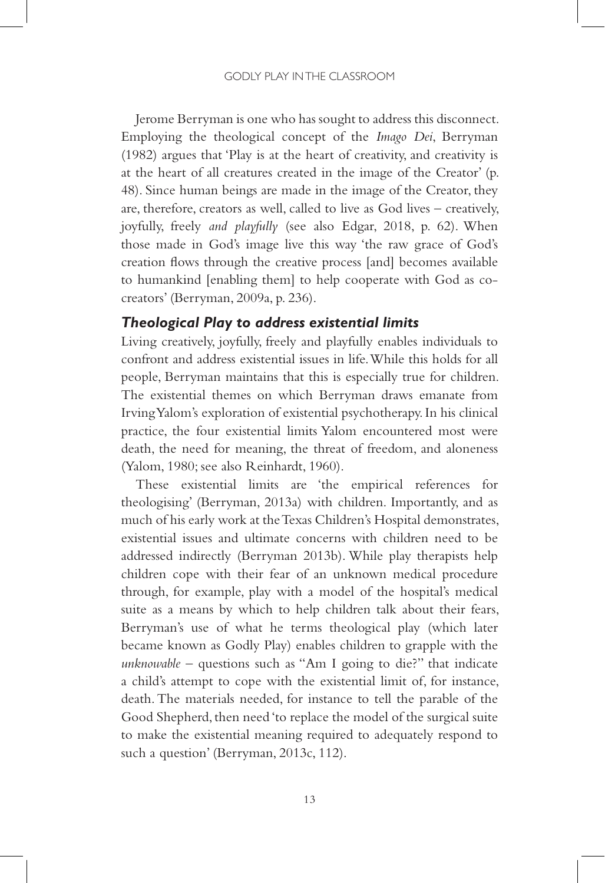Jerome Berryman is one who has sought to address this disconnect. Employing the theological concept of the *Imago Dei*, Berryman (1982) argues that 'Play is at the heart of creativity, and creativity is at the heart of all creatures created in the image of the Creator' (p. 48). Since human beings are made in the image of the Creator, they are, therefore, creators as well, called to live as God lives – creatively, joyfully, freely *and playfully* (see also Edgar, 2018, p. 62). When those made in God's image live this way 'the raw grace of God's creation flows through the creative process [and] becomes available to humankind [enabling them] to help cooperate with God as co-creators' (Berryman, 2009a, p. 236).

### *Theological Play to address existential limits*

Living creatively, joyfully, freely and playfully enables individuals to confront and address existential issues in life. While this holds for all people, Berryman maintains that this is especially true for children. The existential themes on which Berryman draws emanate from Irving Yalom's exploration of existential psychotherapy. In his clinical practice, the four existential limits Yalom encountered most were death, the need for meaning, the threat of freedom, and aloneness (Yalom, 1980; see also Reinhardt, 1960).

These existential limits are 'the empirical references for theologising' (Berryman, 2013a) with children. Importantly, and as much of his early work at the Texas Children's Hospital demonstrates, existential issues and ultimate concerns with children need to be addressed indirectly (Berryman 2013b). While play therapists help children cope with their fear of an unknown medical procedure through, for example, play with a model of the hospital's medical suite as a means by which to help children talk about their fears, Berryman's use of what he terms theological play (which later became known as Godly Play) enables children to grapple with the *unknowable* – questions such as "Am I going to die?" that indicate a child's attempt to cope with the existential limit of, for instance, death. The materials needed, for instance to tell the parable of the Good Shepherd, then need 'to replace the model of the surgical suite to make the existential meaning required to adequately respond to such a question' (Berryman, 2013c, 112).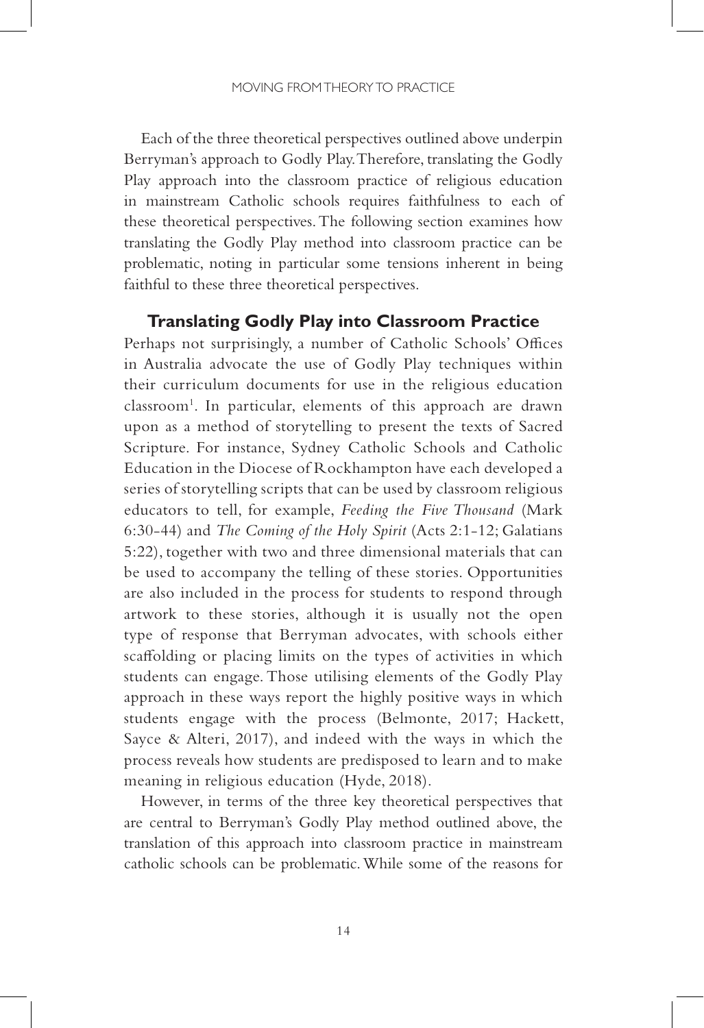Each of the three theoretical perspectives outlined above underpin Berryman's approach to Godly Play. Therefore, translating the Godly Play approach into the classroom practice of religious education in mainstream Catholic schools requires faithfulness to each of these theoretical perspectives. The following section examines how translating the Godly Play method into classroom practice can be problematic, noting in particular some tensions inherent in being faithful to these three theoretical perspectives.

## Translating Godly Play into Classroom Practice

Perhaps not surprisingly, a number of Catholic Schools' Offices in Australia advocate the use of Godly Play techniques within their curriculum documents for use in the religious education classroom[1]. In particular, elements of this approach are drawn upon as a method of storytelling to present the texts of Sacred Scripture. For instance, Sydney Catholic Schools and Catholic Education in the Diocese of Rockhampton have each developed a series of storytelling scripts that can be used by classroom religious educators to tell, for example, *Feeding the Five Thousand* (Mark 6:30-44) and *The Coming of the Holy Spirit* (Acts 2:1-12; Galatians 5:22), together with two and three dimensional materials that can be used to accompany the telling of these stories. Opportunities are also included in the process for students to respond through artwork to these stories, although it is usually not the open type of response that Berryman advocates, with schools either scaffolding or placing limits on the types of activities in which students can engage. Those utilising elements of the Godly Play approach in these ways report the highly positive ways in which students engage with the process (Belmonte, 2017; Hackett, Sayce & Alteri, 2017), and indeed with the ways in which the process reveals how students are predisposed to learn and to make meaning in religious education (Hyde, 2018).

However, in terms of the three key theoretical perspectives that are central to Berryman's Godly Play method outlined above, the translation of this approach into classroom practice in mainstream catholic schools can be problematic. While some of the reasons for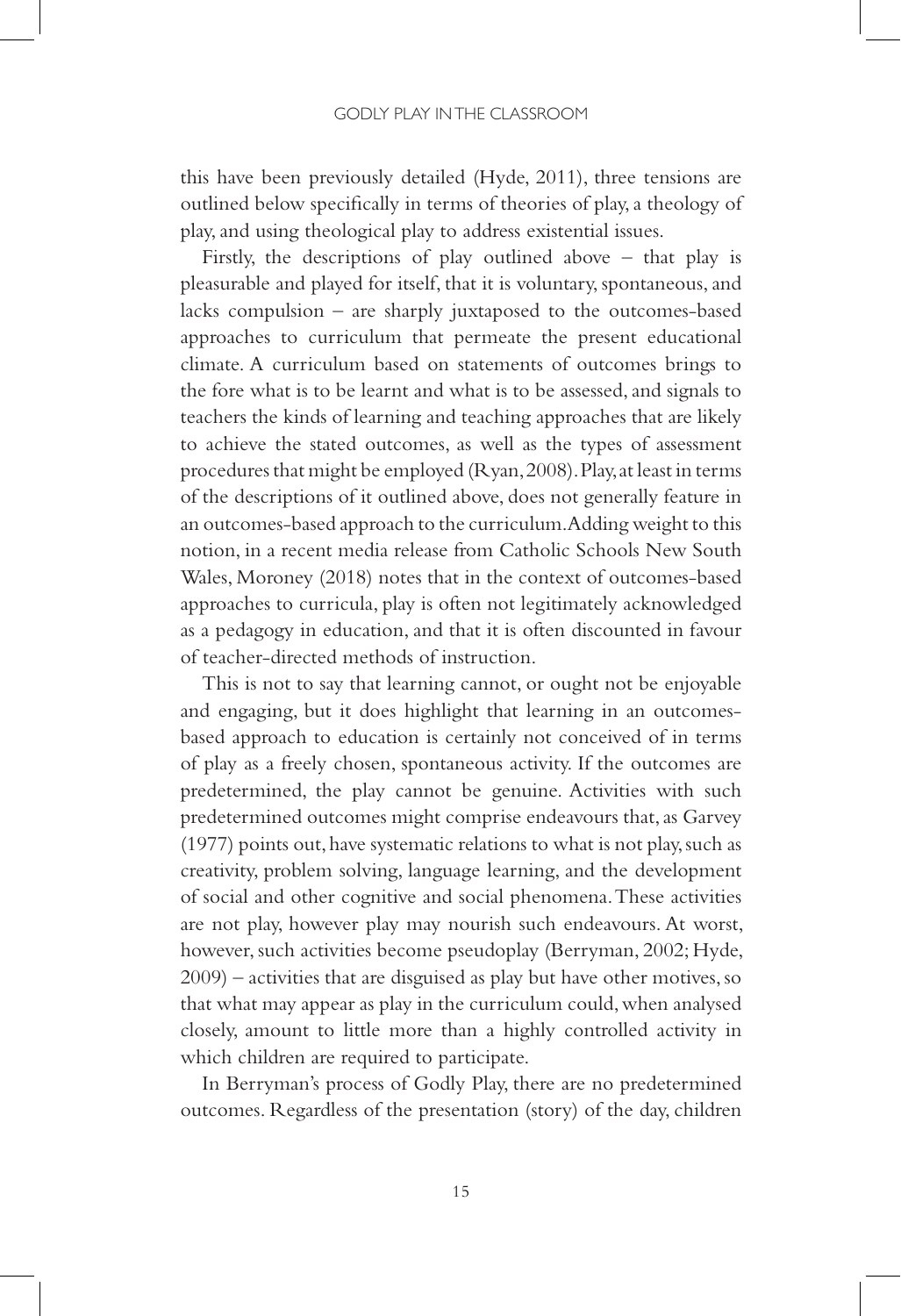this have been previously detailed (Hyde, 2011), three tensions are outlined below specifically in terms of theories of play, a theology of play, and using theological play to address existential issues.

Firstly, the descriptions of play outlined above – that play is pleasurable and played for itself, that it is voluntary, spontaneous, and lacks compulsion – are sharply juxtaposed to the outcomes-based approaches to curriculum that permeate the present educational climate. A curriculum based on statements of outcomes brings to the fore what is to be learnt and what is to be assessed, and signals to teachers the kinds of learning and teaching approaches that are likely to achieve the stated outcomes, as well as the types of assessment procedures that might be employed (Ryan, 2008). Play, at least in terms of the descriptions of it outlined above, does not generally feature in an outcomes-based approach to the curriculum. Adding weight to this notion, in a recent media release from Catholic Schools New South Wales, Moroney (2018) notes that in the context of outcomes-based approaches to curricula, play is often not legitimately acknowledged as a pedagogy in education, and that it is often discounted in favour of teacher-directed methods of instruction.

This is not to say that learning cannot, or ought not be enjoyable and engaging, but it does highlight that learning in an outcomes-based approach to education is certainly not conceived of in terms of play as a freely chosen, spontaneous activity. If the outcomes are predetermined, the play cannot be genuine. Activities with such predetermined outcomes might comprise endeavours that, as Garvey (1977) points out, have systematic relations to what is not play, such as creativity, problem solving, language learning, and the development of social and other cognitive and social phenomena. These activities are not play, however play may nourish such endeavours. At worst, however, such activities become pseudoplay (Berryman, 2002; Hyde, 2009) – activities that are disguised as play but have other motives, so that what may appear as play in the curriculum could, when analysed closely, amount to little more than a highly controlled activity in which children are required to participate.

In Berryman's process of Godly Play, there are no predetermined outcomes. Regardless of the presentation (story) of the day, children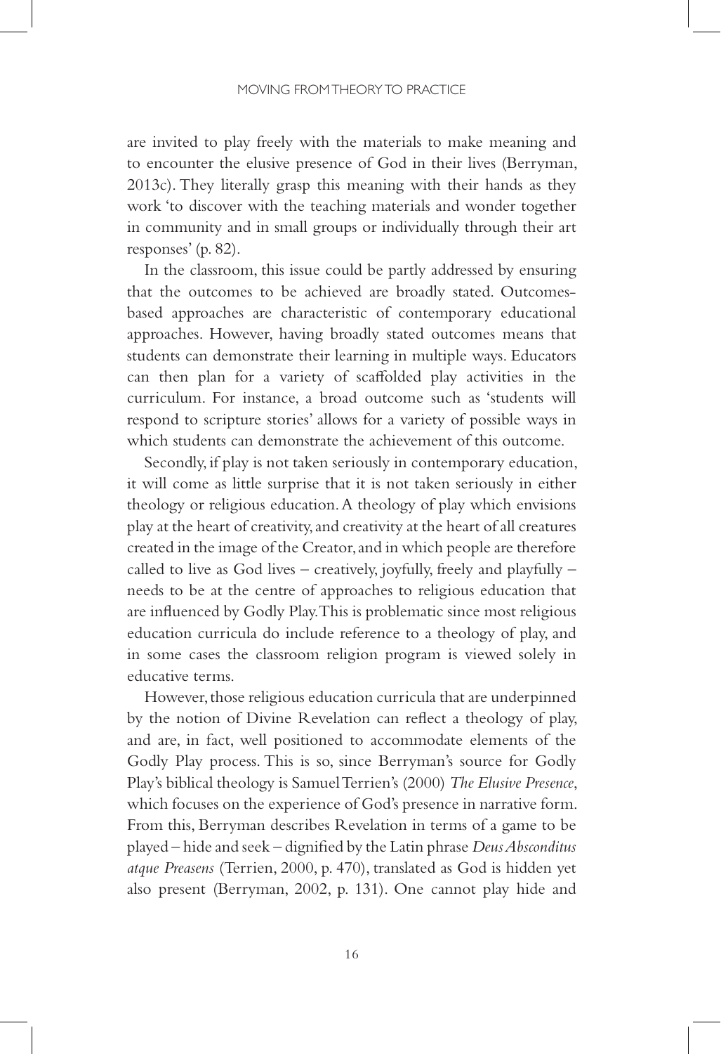are invited to play freely with the materials to make meaning and to encounter the elusive presence of God in their lives (Berryman, 2013c). They literally grasp this meaning with their hands as they work 'to discover with the teaching materials and wonder together in community and in small groups or individually through their art responses' (p. 82).

In the classroom, this issue could be partly addressed by ensuring that the outcomes to be achieved are broadly stated. Outcomes-based approaches are characteristic of contemporary educational approaches. However, having broadly stated outcomes means that students can demonstrate their learning in multiple ways. Educators can then plan for a variety of scaffolded play activities in the curriculum. For instance, a broad outcome such as 'students will respond to scripture stories' allows for a variety of possible ways in which students can demonstrate the achievement of this outcome.

Secondly, if play is not taken seriously in contemporary education, it will come as little surprise that it is not taken seriously in either theology or religious education. A theology of play which envisions play at the heart of creativity, and creativity at the heart of all creatures created in the image of the Creator, and in which people are therefore called to live as God lives – creatively, joyfully, freely and playfully – needs to be at the centre of approaches to religious education that are influenced by Godly Play. This is problematic since most religious education curricula do include reference to a theology of play, and in some cases the classroom religion program is viewed solely in educative terms.

However, those religious education curricula that are underpinned by the notion of Divine Revelation can reflect a theology of play, and are, in fact, well positioned to accommodate elements of the Godly Play process. This is so, since Berryman's source for Godly Play's biblical theology is Samuel Terrien's (2000) *The Elusive Presence*, which focuses on the experience of God's presence in narrative form. From this, Berryman describes Revelation in terms of a game to be played – hide and seek – dignified by the Latin phrase *Deus Absconditus atque Preasens* (Terrien, 2000, p. 470), translated as God is hidden yet also present (Berryman, 2002, p. 131). One cannot play hide and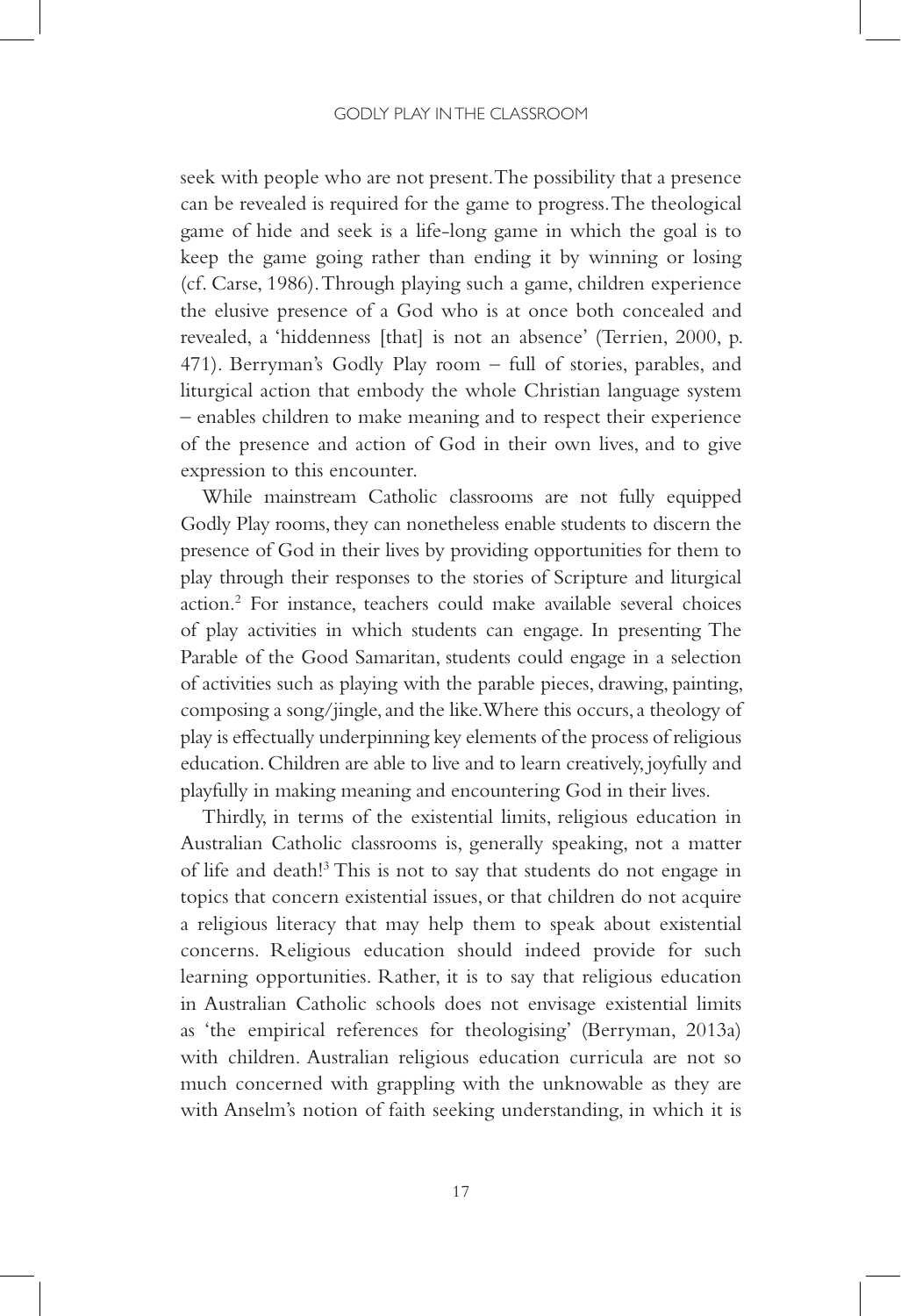seek with people who are not present. The possibility that a presence can be revealed is required for the game to progress. The theological game of hide and seek is a life-long game in which the goal is to keep the game going rather than ending it by winning or losing (cf. Carse, 1986). Through playing such a game, children experience the elusive presence of a God who is at once both concealed and revealed, a 'hiddenness [that] is not an absence' (Terrien, 2000, p. 471). Berryman's Godly Play room – full of stories, parables, and liturgical action that embody the whole Christian language system – enables children to make meaning and to respect their experience of the presence and action of God in their own lives, and to give expression to this encounter.

While mainstream Catholic classrooms are not fully equipped Godly Play rooms, they can nonetheless enable students to discern the presence of God in their lives by providing opportunities for them to play through their responses to the stories of Scripture and liturgical action.[2] For instance, teachers could make available several choices of play activities in which students can engage. In presenting The Parable of the Good Samaritan, students could engage in a selection of activities such as playing with the parable pieces, drawing, painting, composing a song/jingle, and the like. Where this occurs, a theology of play is effectually underpinning key elements of the process of religious education. Children are able to live and to learn creatively, joyfully and playfully in making meaning and encountering God in their lives.

Thirdly, in terms of the existential limits, religious education in Australian Catholic classrooms is, generally speaking, not a matter of life and death![3] This is not to say that students do not engage in topics that concern existential issues, or that children do not acquire a religious literacy that may help them to speak about existential concerns. Religious education should indeed provide for such learning opportunities. Rather, it is to say that religious education in Australian Catholic schools does not envisage existential limits as 'the empirical references for theologising' (Berryman, 2013a) with children. Australian religious education curricula are not so much concerned with grappling with the unknowable as they are with Anselm's notion of faith seeking understanding, in which it is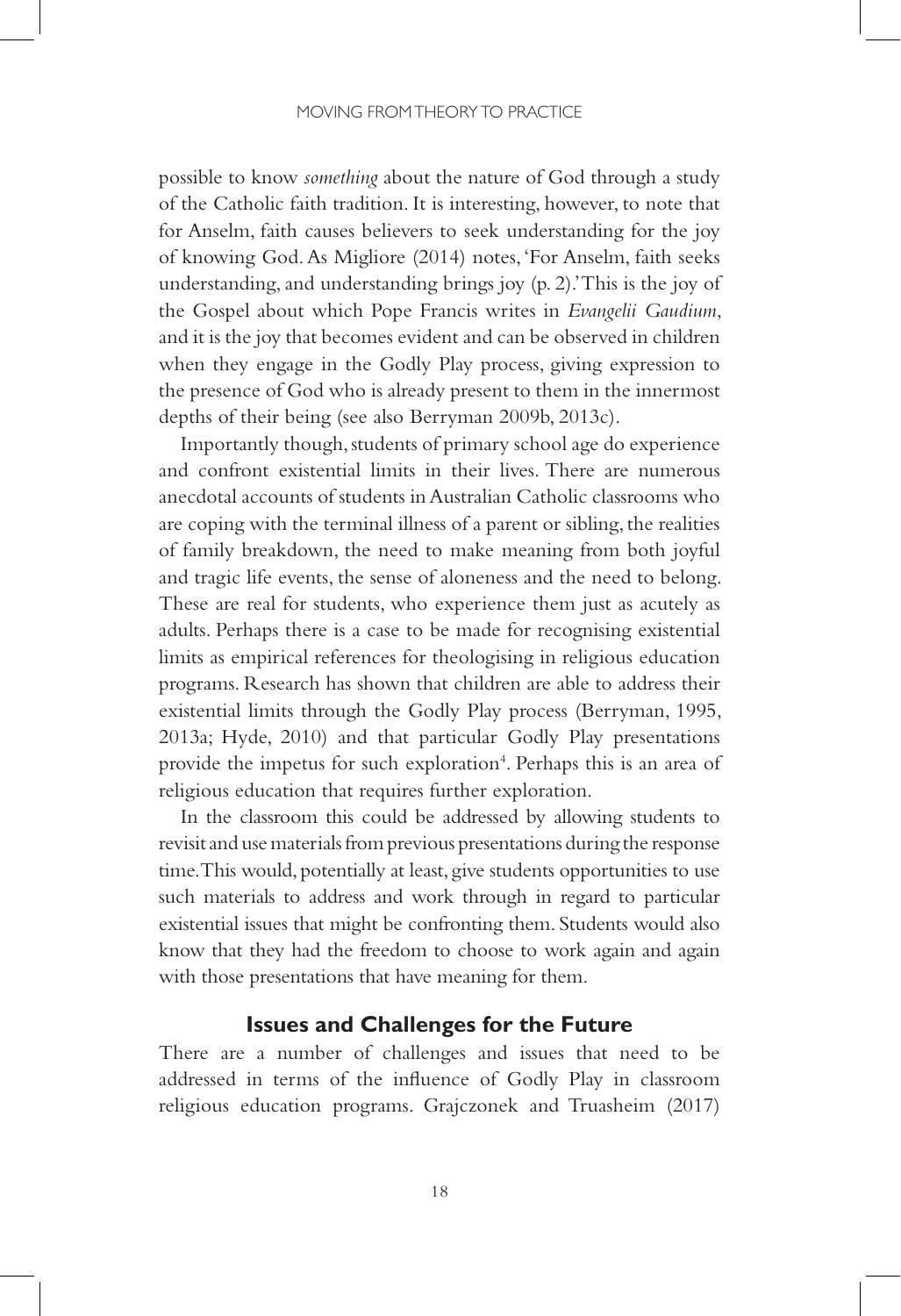possible to know *something* about the nature of God through a study of the Catholic faith tradition. It is interesting, however, to note that for Anselm, faith causes believers to seek understanding for the joy of knowing God. As Migliore (2014) notes, 'For Anselm, faith seeks understanding, and understanding brings joy (p. 2).' This is the joy of the Gospel about which Pope Francis writes in *Evangelii Gaudium*, and it is the joy that becomes evident and can be observed in children when they engage in the Godly Play process, giving expression to the presence of God who is already present to them in the innermost depths of their being (see also Berryman 2009b, 2013c).

Importantly though, students of primary school age do experience and confront existential limits in their lives. There are numerous anecdotal accounts of students in Australian Catholic classrooms who are coping with the terminal illness of a parent or sibling, the realities of family breakdown, the need to make meaning from both joyful and tragic life events, the sense of aloneness and the need to belong. These are real for students, who experience them just as acutely as adults. Perhaps there is a case to be made for recognising existential limits as empirical references for theologising in religious education programs. Research has shown that children are able to address their existential limits through the Godly Play process (Berryman, 1995, 2013a; Hyde, 2010) and that particular Godly Play presentations provide the impetus for such exploration[4]. Perhaps this is an area of religious education that requires further exploration.

In the classroom this could be addressed by allowing students to revisit and use materials from previous presentations during the response time. This would, potentially at least, give students opportunities to use such materials to address and work through in regard to particular existential issues that might be confronting them. Students would also know that they had the freedom to choose to work again and again with those presentations that have meaning for them.

## Issues and Challenges for the Future

There are a number of challenges and issues that need to be addressed in terms of the influence of Godly Play in classroom religious education programs. Grajczonek and Truasheim (2017)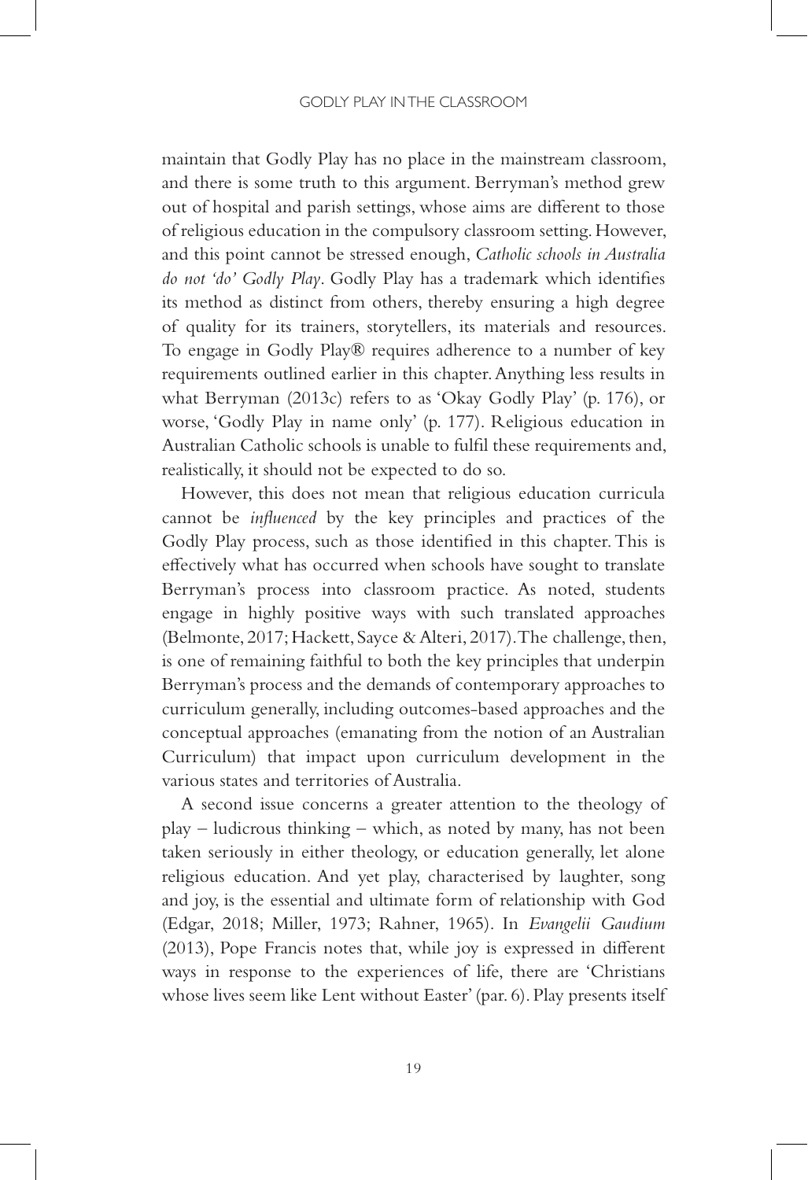maintain that Godly Play has no place in the mainstream classroom, and there is some truth to this argument. Berryman's method grew out of hospital and parish settings, whose aims are different to those of religious education in the compulsory classroom setting. However, and this point cannot be stressed enough, *Catholic schools in Australia do not 'do' Godly Play*. Godly Play has a trademark which identifies its method as distinct from others, thereby ensuring a high degree of quality for its trainers, storytellers, its materials and resources. To engage in Godly Play® requires adherence to a number of key requirements outlined earlier in this chapter. Anything less results in what Berryman (2013c) refers to as 'Okay Godly Play' (p. 176), or worse, 'Godly Play in name only' (p. 177). Religious education in Australian Catholic schools is unable to fulfil these requirements and, realistically, it should not be expected to do so.

However, this does not mean that religious education curricula cannot be *influenced* by the key principles and practices of the Godly Play process, such as those identified in this chapter. This is effectively what has occurred when schools have sought to translate Berryman's process into classroom practice. As noted, students engage in highly positive ways with such translated approaches (Belmonte, 2017; Hackett, Sayce & Alteri, 2017). The challenge, then, is one of remaining faithful to both the key principles that underpin Berryman's process and the demands of contemporary approaches to curriculum generally, including outcomes-based approaches and the conceptual approaches (emanating from the notion of an Australian Curriculum) that impact upon curriculum development in the various states and territories of Australia.

A second issue concerns a greater attention to the theology of play – ludicrous thinking – which, as noted by many, has not been taken seriously in either theology, or education generally, let alone religious education. And yet play, characterised by laughter, song and joy, is the essential and ultimate form of relationship with God (Edgar, 2018; Miller, 1973; Rahner, 1965). In *Evangelii Gaudium* (2013), Pope Francis notes that, while joy is expressed in different ways in response to the experiences of life, there are 'Christians whose lives seem like Lent without Easter' (par. 6). Play presents itself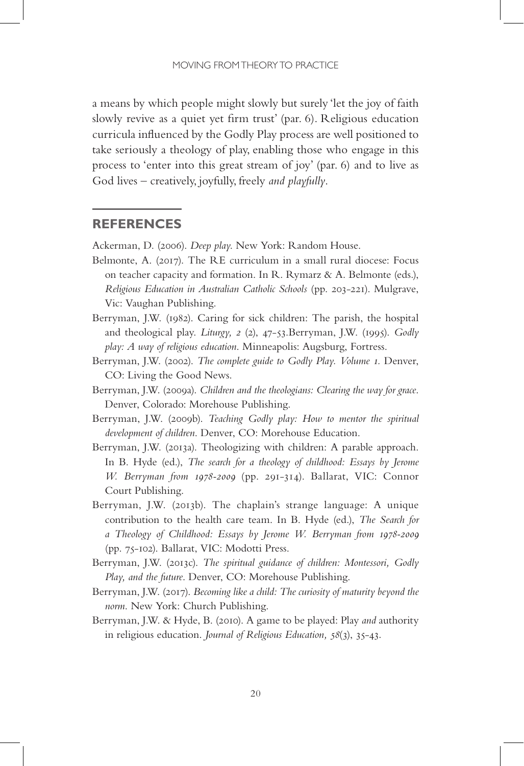a means by which people might slowly but surely 'let the joy of faith slowly revive as a quiet yet firm trust' (par. 6). Religious education curricula influenced by the Godly Play process are well positioned to take seriously a theology of play, enabling those who engage in this process to 'enter into this great stream of joy' (par. 6) and to live as God lives – creatively, joyfully, freely *and playfully*.

## REFERENCES

Ackerman, D. (2006). *Deep play*. New York: Random House.

Belmonte, A. (2017). The RE curriculum in a small rural diocese: Focus on teacher capacity and formation. In R. Rymarz & A. Belmonte (eds.), *Religious Education in Australian Catholic Schools* (pp. 203-221). Mulgrave, Vic: Vaughan Publishing.

Berryman, J.W. (1982). Caring for sick children: The parish, the hospital and theological play. *Liturgy, 2* (2), 47-53.Berryman, J.W. (1995). *Godly play: A way of religious education*. Minneapolis: Augsburg, Fortress.

Berryman, J.W. (2002). *The complete guide to Godly Play. Volume 1.* Denver, CO: Living the Good News.

Berryman, J.W. (2009a). *Children and the theologians: Clearing the way for grace*. Denver, Colorado: Morehouse Publishing.

Berryman, J.W. (2009b). *Teaching Godly play: How to mentor the spiritual development of children*. Denver, CO: Morehouse Education.

Berryman, J.W. (2013a). Theologizing with children: A parable approach. In B. Hyde (ed.), *The search for a theology of childhood: Essays by Jerome W. Berryman from 1978-2009* (pp. 291-314). Ballarat, VIC: Connor Court Publishing.

Berryman, J.W. (2013b). The chaplain's strange language: A unique contribution to the health care team. In B. Hyde (ed.), *The Search for a Theology of Childhood: Essays by Jerome W. Berryman from 1978-2009* (pp. 75-102). Ballarat, VIC: Modotti Press.

Berryman, J.W. (2013c). *The spiritual guidance of children: Montessori, Godly Play, and the future*. Denver, CO: Morehouse Publishing.

Berryman, J.W. (2017). *Becoming like a child: The curiosity of maturity beyond the norm*. New York: Church Publishing.

Berryman, J.W. & Hyde, B. (2010). A game to be played: Play *and* authority in religious education. *Journal of Religious Education, 58*(3), 35-43.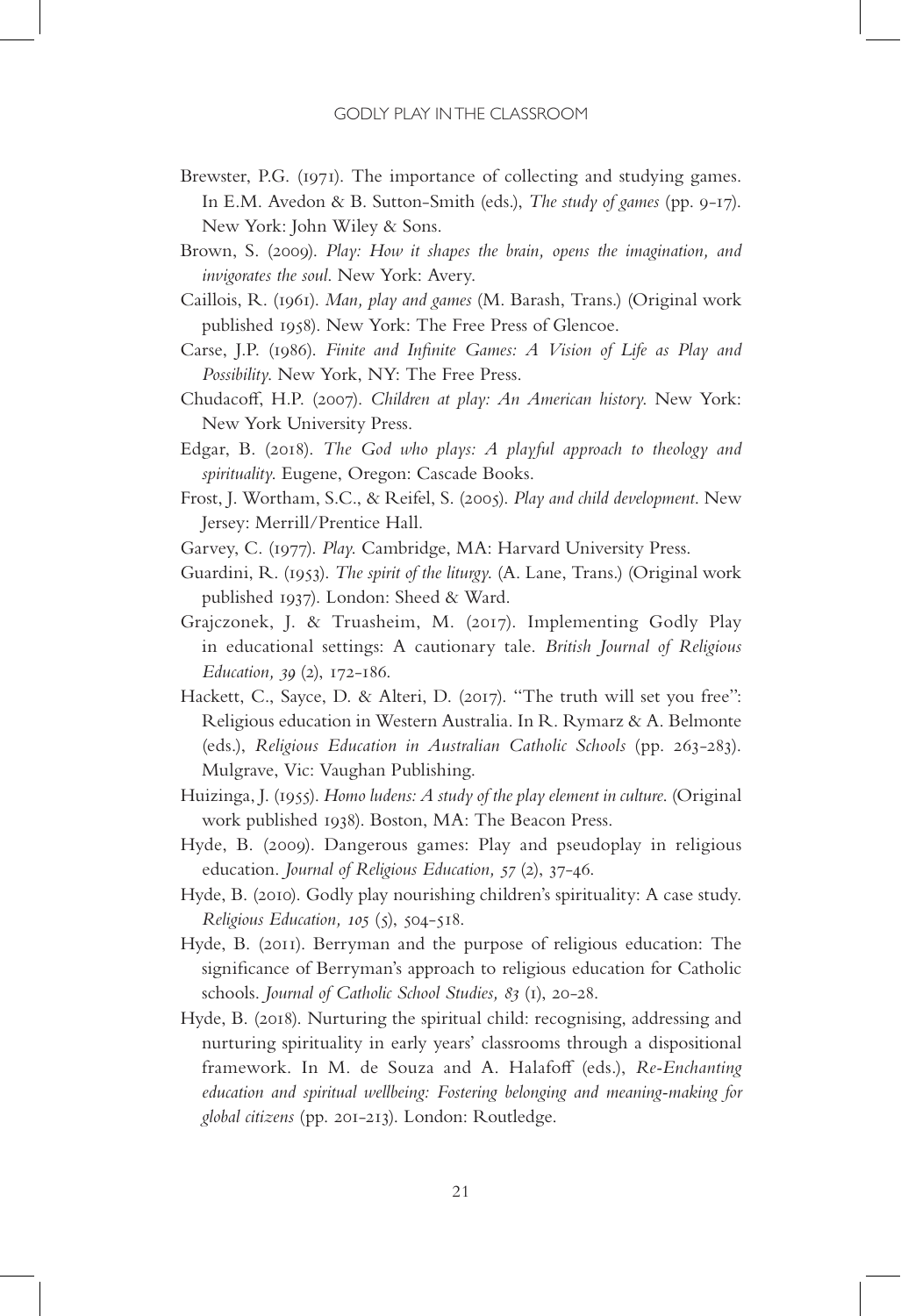Brewster, P.G. (1971). The importance of collecting and studying games. In E.M. Avedon & B. Sutton-Smith (eds.), *The study of games* (pp. 9-17). New York: John Wiley & Sons.

Brown, S. (2009). *Play: How it shapes the brain, opens the imagination, and invigorates the soul*. New York: Avery.

Caillois, R. (1961). *Man, play and games* (M. Barash, Trans.) (Original work published 1958). New York: The Free Press of Glencoe.

Carse, J.P. (1986). *Finite and Infinite Games: A Vision of Life as Play and Possibility*. New York, NY: The Free Press.

Chudacoff, H.P. (2007). *Children at play: An American history*. New York: New York University Press.

Edgar, B. (2018). *The God who plays: A playful approach to theology and spirituality*. Eugene, Oregon: Cascade Books.

Frost, J. Wortham, S.C., & Reifel, S. (2005). *Play and child development*. New Jersey: Merrill/Prentice Hall.

Garvey, C. (1977). *Play*. Cambridge, MA: Harvard University Press.

Guardini, R. (1953). *The spirit of the liturgy*. (A. Lane, Trans.) (Original work published 1937). London: Sheed & Ward.

Grajczonek, J. & Truasheim, M. (2017). Implementing Godly Play in educational settings: A cautionary tale. *British Journal of Religious Education, 39* (2), 172-186.

Hackett, C., Sayce, D. & Alteri, D. (2017). "The truth will set you free": Religious education in Western Australia. In R. Rymarz & A. Belmonte (eds.), *Religious Education in Australian Catholic Schools* (pp. 263-283). Mulgrave, Vic: Vaughan Publishing.

Huizinga, J. (1955). *Homo ludens: A study of the play element in culture*. (Original work published 1938). Boston, MA: The Beacon Press.

Hyde, B. (2009). Dangerous games: Play and pseudoplay in religious education. *Journal of Religious Education, 57* (2), 37-46.

Hyde, B. (2010). Godly play nourishing children's spirituality: A case study. *Religious Education, 105* (5), 504-518.

Hyde, B. (2011). Berryman and the purpose of religious education: The significance of Berryman's approach to religious education for Catholic schools. *Journal of Catholic School Studies, 83* (1), 20-28.

Hyde, B. (2018). Nurturing the spiritual child: recognising, addressing and nurturing spirituality in early years' classrooms through a dispositional framework. In M. de Souza and A. Halafoff (eds.), *Re-Enchanting education and spiritual wellbeing: Fostering belonging and meaning-making for global citizens* (pp. 201-213). London: Routledge.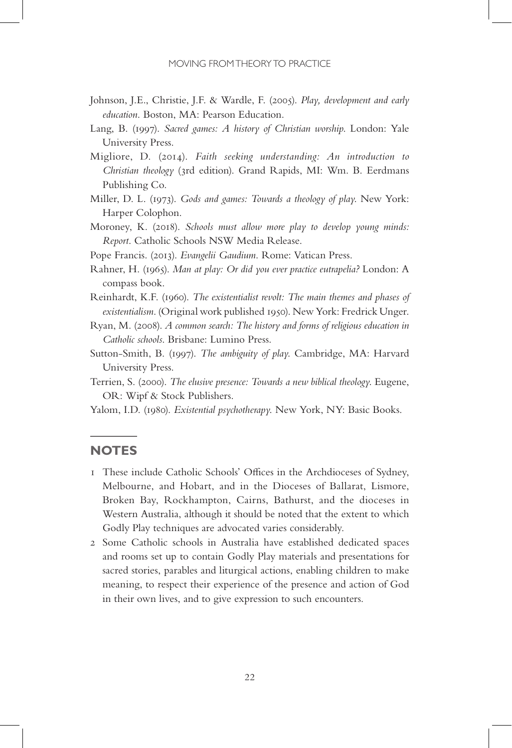Johnson, J.E., Christie, J.F. & Wardle, F. (2005). *Play, development and early education*. Boston, MA: Pearson Education.

Lang, B. (1997). *Sacred games: A history of Christian worship*. London: Yale University Press.

Migliore, D. (2014). *Faith seeking understanding: An introduction to Christian theology* (3rd edition). Grand Rapids, MI: Wm. B. Eerdmans Publishing Co.

Miller, D. L. (1973). *Gods and games: Towards a theology of play*. New York: Harper Colophon.

Moroney, K. (2018). *Schools must allow more play to develop young minds: Report*. Catholic Schools NSW Media Release.

Pope Francis. (2013). *Evangelii Gaudium*. Rome: Vatican Press.

Rahner, H. (1965). *Man at play: Or did you ever practice eutrapelia?* London: A compass book.

Reinhardt, K.F. (1960). *The existentialist revolt: The main themes and phases of existentialism*. (Original work published 1950). New York: Fredrick Unger.

Ryan, M. (2008). *A common search: The history and forms of religious education in Catholic schools*. Brisbane: Lumino Press.

Sutton-Smith, B. (1997). *The ambiguity of play*. Cambridge, MA: Harvard University Press.

Terrien, S. (2000). *The elusive presence: Towards a new biblical theology*. Eugene, OR: Wipf & Stock Publishers.

Yalom, I.D. (1980). *Existential psychotherapy*. New York, NY: Basic Books.

## NOTES

1. These include Catholic Schools' Offices in the Archdioceses of Sydney, Melbourne, and Hobart, and in the Dioceses of Ballarat, Lismore, Broken Bay, Rockhampton, Cairns, Bathurst, and the dioceses in Western Australia, although it should be noted that the extent to which Godly Play techniques are advocated varies considerably.
2. Some Catholic schools in Australia have established dedicated spaces and rooms set up to contain Godly Play materials and presentations for sacred stories, parables and liturgical actions, enabling children to make meaning, to respect their experience of the presence and action of God in their own lives, and to give expression to such encounters.